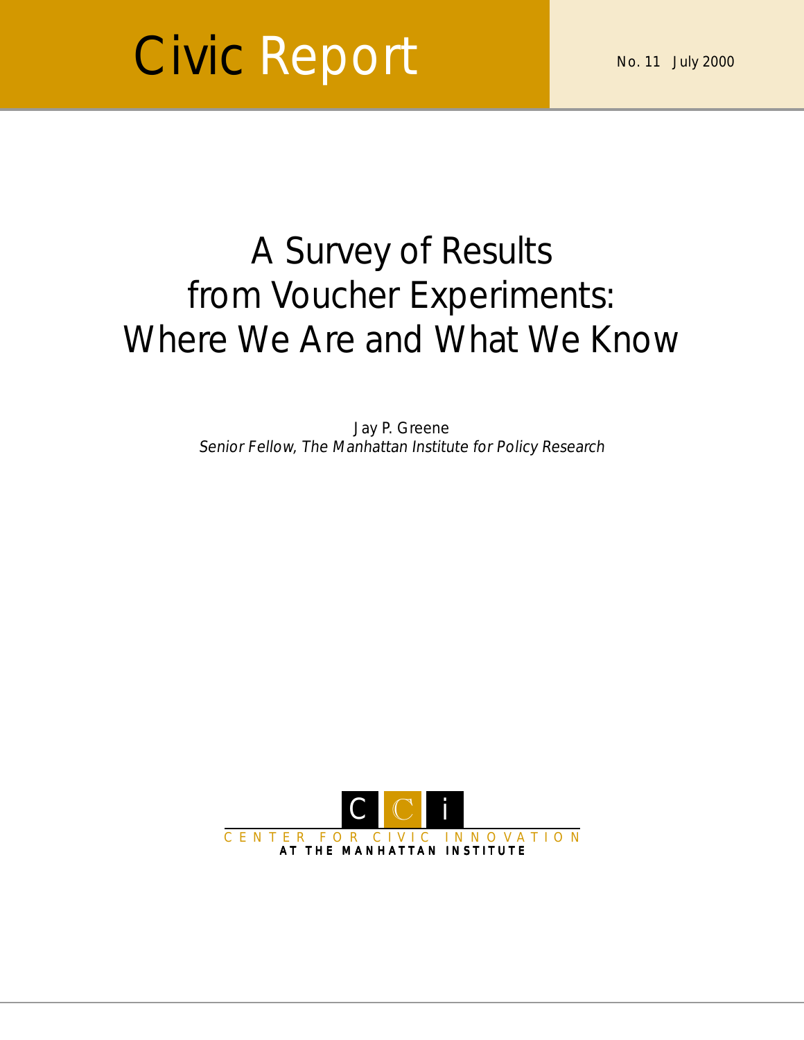Civic Report

No. 11 July 2000

# A Survey of Results from Voucher Experiments: Where We Are and What We Know

Jay P. Greene
*Senior Fellow, The Manhattan Institute for Policy Research*

CENTER FOR CIVIC INNOVATION
AT THE MANHATTAN INSTITUTE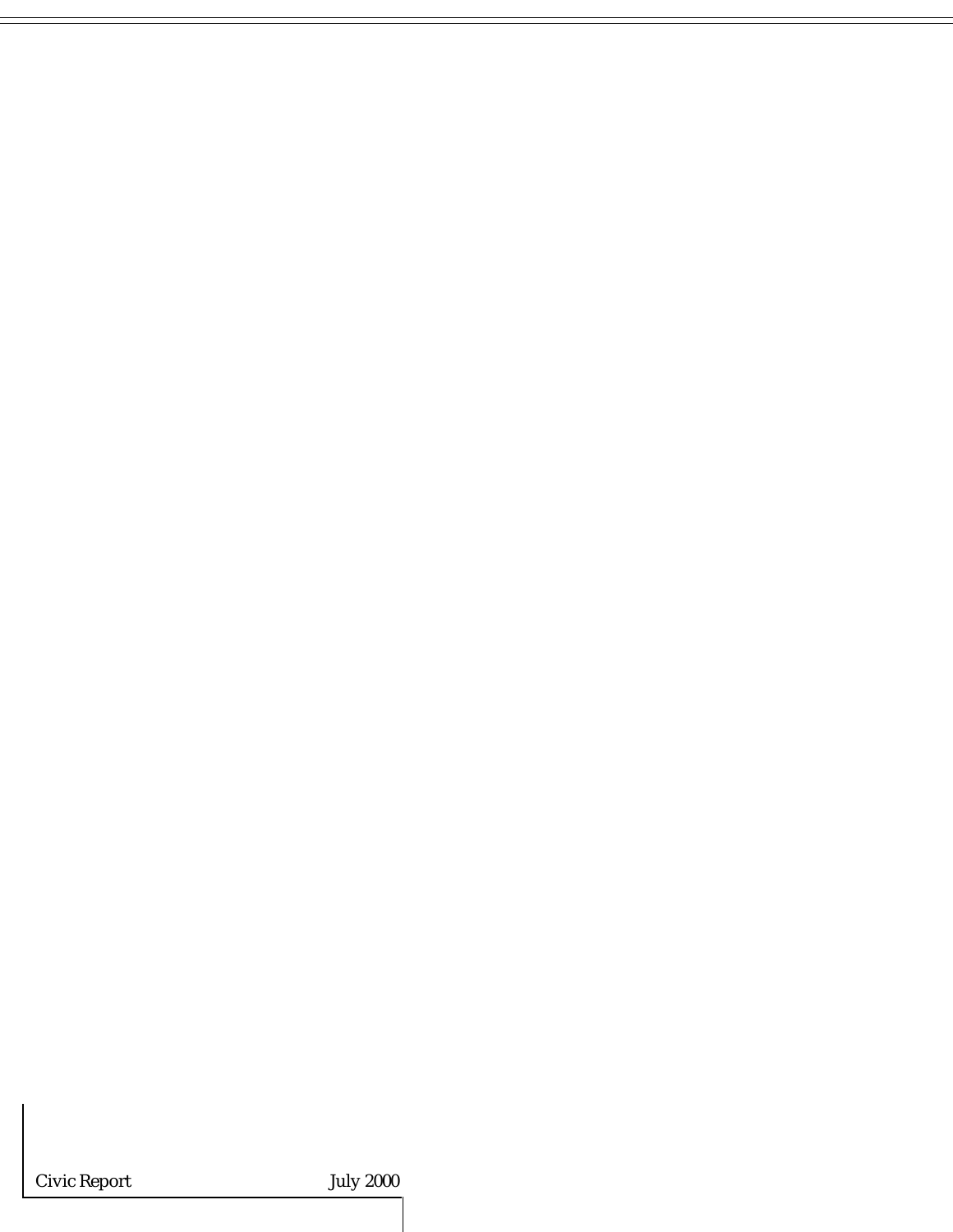Civic Report July 2000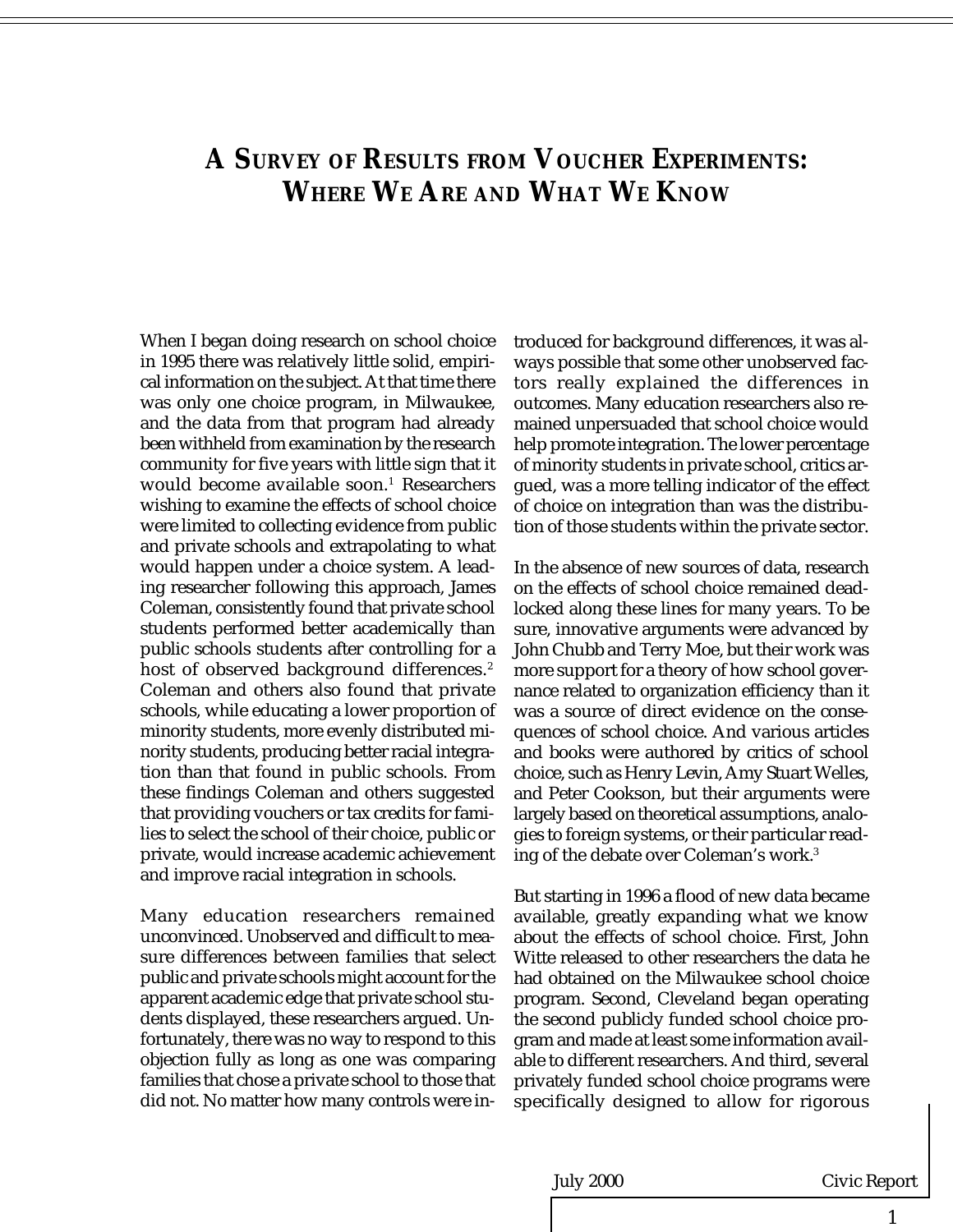# A SURVEY OF RESULTS FROM VOUCHER EXPERIMENTS: WHERE WE ARE AND WHAT WE KNOW

When I began doing research on school choice in 1995 there was relatively little solid, empirical information on the subject. At that time there was only one choice program, in Milwaukee, and the data from that program had already been withheld from examination by the research community for five years with little sign that it would become available soon.[1] Researchers wishing to examine the effects of school choice were limited to collecting evidence from public and private schools and extrapolating to what would happen under a choice system. A leading researcher following this approach, James Coleman, consistently found that private school students performed better academically than public schools students after controlling for a host of observed background differences.[2] Coleman and others also found that private schools, while educating a lower proportion of minority students, more evenly distributed minority students, producing better racial integration than that found in public schools. From these findings Coleman and others suggested that providing vouchers or tax credits for families to select the school of their choice, public or private, would increase academic achievement and improve racial integration in schools.

Many education researchers remained unconvinced. Unobserved and difficult to measure differences between families that select public and private schools might account for the apparent academic edge that private school students displayed, these researchers argued. Unfortunately, there was no way to respond to this objection fully as long as one was comparing families that chose a private school to those that did not. No matter how many controls were introduced for background differences, it was always possible that some other unobserved factors really explained the differences in outcomes. Many education researchers also remained unpersuaded that school choice would help promote integration. The lower percentage of minority students in private school, critics argued, was a more telling indicator of the effect of choice on integration than was the distribution of those students within the private sector.

In the absence of new sources of data, research on the effects of school choice remained deadlocked along these lines for many years. To be sure, innovative arguments were advanced by John Chubb and Terry Moe, but their work was more support for a theory of how school governance related to organization efficiency than it was a source of direct evidence on the consequences of school choice. And various articles and books were authored by critics of school choice, such as Henry Levin, Amy Stuart Welles, and Peter Cookson, but their arguments were largely based on theoretical assumptions, analogies to foreign systems, or their particular reading of the debate over Coleman's work.[3]

But starting in 1996 a flood of new data became available, greatly expanding what we know about the effects of school choice. First, John Witte released to other researchers the data he had obtained on the Milwaukee school choice program. Second, Cleveland began operating the second publicly funded school choice program and made at least some information available to different researchers. And third, several privately funded school choice programs were specifically designed to allow for rigorous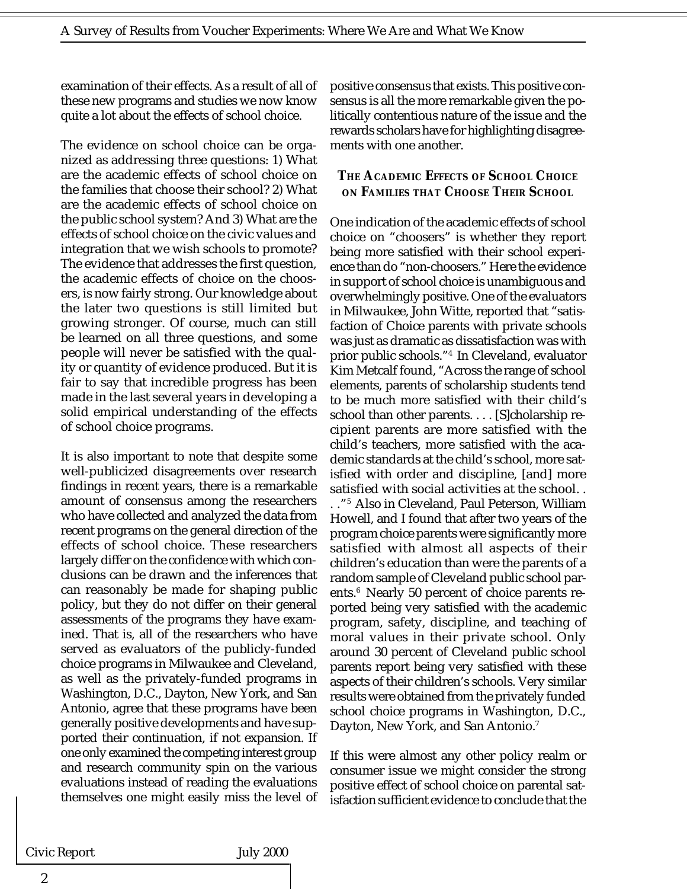examination of their effects. As a result of all of these new programs and studies we now know quite a lot about the effects of school choice.

The evidence on school choice can be organized as addressing three questions: 1) What are the academic effects of school choice on the families that choose their school? 2) What are the academic effects of school choice on the public school system? And 3) What are the effects of school choice on the civic values and integration that we wish schools to promote? The evidence that addresses the first question, the academic effects of choice on the choosers, is now fairly strong. Our knowledge about the later two questions is still limited but growing stronger. Of course, much can still be learned on all three questions, and some people will never be satisfied with the quality or quantity of evidence produced. But it is fair to say that incredible progress has been made in the last several years in developing a solid empirical understanding of the effects of school choice programs.

It is also important to note that despite some well-publicized disagreements over research findings in recent years, there is a remarkable amount of consensus among the researchers who have collected and analyzed the data from recent programs on the general direction of the effects of school choice. These researchers largely differ on the confidence with which conclusions can be drawn and the inferences that can reasonably be made for shaping public policy, but they do not differ on their general assessments of the programs they have examined. That is, all of the researchers who have served as evaluators of the publicly-funded choice programs in Milwaukee and Cleveland, as well as the privately-funded programs in Washington, D.C., Dayton, New York, and San Antonio, agree that these programs have been generally positive developments and have supported their continuation, if not expansion. If one only examined the competing interest group and research community spin on the various evaluations instead of reading the evaluations themselves one might easily miss the level of positive consensus that exists. This positive consensus is all the more remarkable given the politically contentious nature of the issue and the rewards scholars have for highlighting disagreements with one another.

## THE ACADEMIC EFFECTS OF SCHOOL CHOICE ON FAMILIES THAT CHOOSE THEIR SCHOOL

One indication of the academic effects of school choice on "choosers" is whether they report being more satisfied with their school experience than do "non-choosers." Here the evidence in support of school choice is unambiguous and overwhelmingly positive. One of the evaluators in Milwaukee, John Witte, reported that "satisfaction of Choice parents with private schools was just as dramatic as dissatisfaction was with prior public schools."[4] In Cleveland, evaluator Kim Metcalf found, "Across the range of school elements, parents of scholarship students tend to be much more satisfied with their child's school than other parents. . . . [S]cholarship recipient parents are more satisfied with the child's teachers, more satisfied with the academic standards at the child's school, more satisfied with order and discipline, [and] more satisfied with social activities at the school. . . ."[5] Also in Cleveland, Paul Peterson, William Howell, and I found that after two years of the program choice parents were significantly more satisfied with almost all aspects of their children's education than were the parents of a random sample of Cleveland public school parents.[6] Nearly 50 percent of choice parents reported being very satisfied with the academic program, safety, discipline, and teaching of moral values in their private school. Only around 30 percent of Cleveland public school parents report being very satisfied with these aspects of their children's schools. Very similar results were obtained from the privately funded school choice programs in Washington, D.C., Dayton, New York, and San Antonio.[7]

If this were almost any other policy realm or consumer issue we might consider the strong positive effect of school choice on parental satisfaction sufficient evidence to conclude that the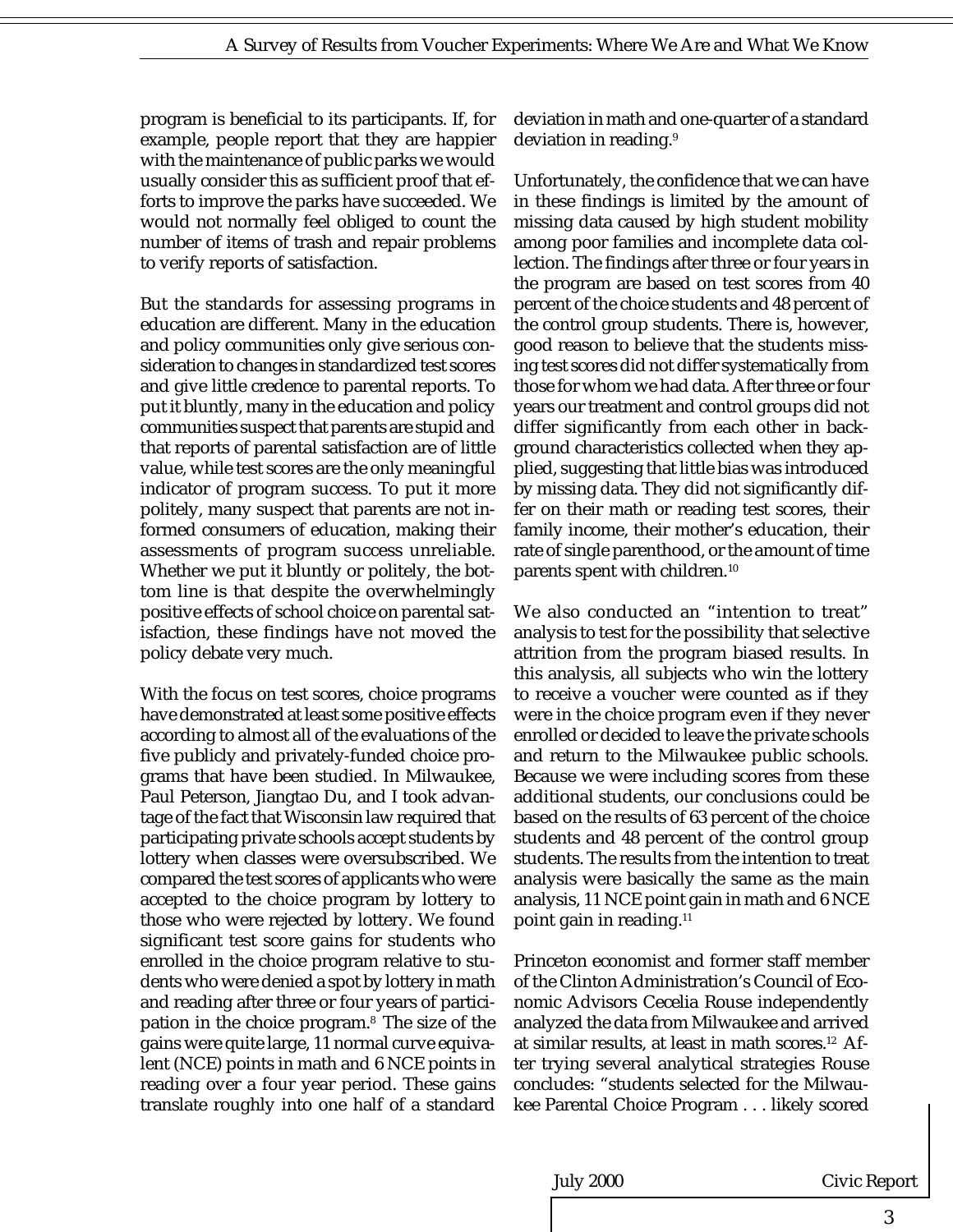program is beneficial to its participants. If, for example, people report that they are happier with the maintenance of public parks we would usually consider this as sufficient proof that efforts to improve the parks have succeeded. We would not normally feel obliged to count the number of items of trash and repair problems to verify reports of satisfaction.

But the standards for assessing programs in education are different. Many in the education and policy communities only give serious consideration to changes in standardized test scores and give little credence to parental reports. To put it bluntly, many in the education and policy communities suspect that parents are stupid and that reports of parental satisfaction are of little value, while test scores are the only meaningful indicator of program success. To put it more politely, many suspect that parents are not informed consumers of education, making their assessments of program success unreliable. Whether we put it bluntly or politely, the bottom line is that despite the overwhelmingly positive effects of school choice on parental satisfaction, these findings have not moved the policy debate very much.

With the focus on test scores, choice programs have demonstrated at least some positive effects according to almost all of the evaluations of the five publicly and privately-funded choice programs that have been studied. In Milwaukee, Paul Peterson, Jiangtao Du, and I took advantage of the fact that Wisconsin law required that participating private schools accept students by lottery when classes were oversubscribed. We compared the test scores of applicants who were accepted to the choice program by lottery to those who were rejected by lottery. We found significant test score gains for students who enrolled in the choice program relative to students who were denied a spot by lottery in math and reading after three or four years of participation in the choice program.[8] The size of the gains were quite large, 11 normal curve equivalent (NCE) points in math and 6 NCE points in reading over a four year period. These gains translate roughly into one half of a standard deviation in math and one-quarter of a standard deviation in reading.[9]

Unfortunately, the confidence that we can have in these findings is limited by the amount of missing data caused by high student mobility among poor families and incomplete data collection. The findings after three or four years in the program are based on test scores from 40 percent of the choice students and 48 percent of the control group students. There is, however, good reason to believe that the students missing test scores did not differ systematically from those for whom we had data. After three or four years our treatment and control groups did not differ significantly from each other in background characteristics collected when they applied, suggesting that little bias was introduced by missing data. They did not significantly differ on their math or reading test scores, their family income, their mother's education, their rate of single parenthood, or the amount of time parents spent with children.[10]

We also conducted an "intention to treat" analysis to test for the possibility that selective attrition from the program biased results. In this analysis, all subjects who win the lottery to receive a voucher were counted as if they were in the choice program even if they never enrolled or decided to leave the private schools and return to the Milwaukee public schools. Because we were including scores from these additional students, our conclusions could be based on the results of 63 percent of the choice students and 48 percent of the control group students. The results from the intention to treat analysis were basically the same as the main analysis, 11 NCE point gain in math and 6 NCE point gain in reading.[11]

Princeton economist and former staff member of the Clinton Administration's Council of Economic Advisors Cecelia Rouse independently analyzed the data from Milwaukee and arrived at similar results, at least in math scores.[12] After trying several analytical strategies Rouse concludes: "students selected for the Milwaukee Parental Choice Program . . . likely scored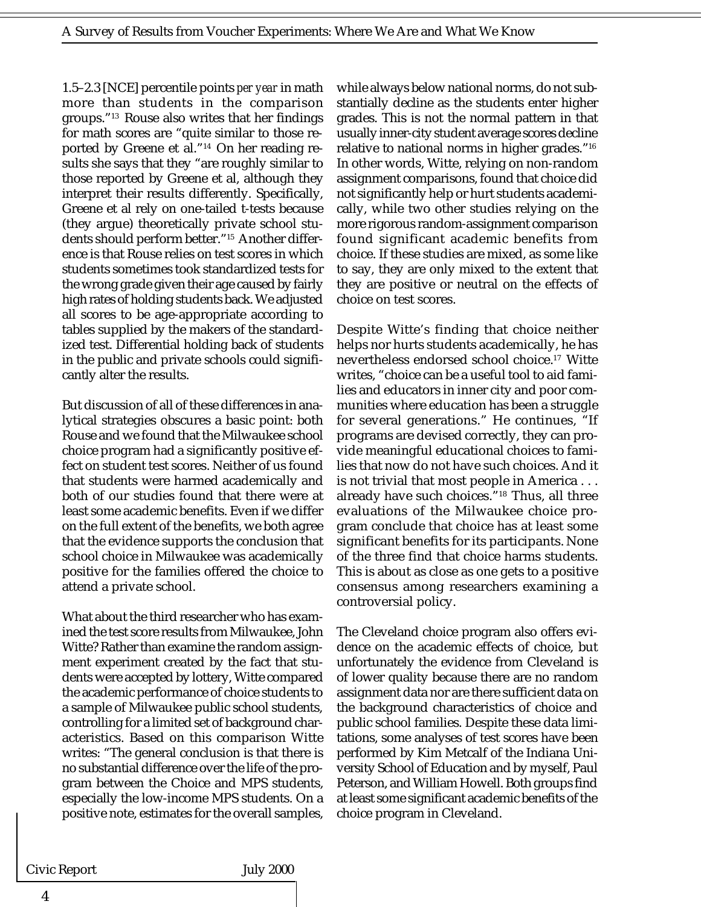1.5–2.3 [NCE] percentile points *per year* in math more than students in the comparison groups."[13] Rouse also writes that her findings for math scores are "quite similar to those reported by Greene et al."[14] On her reading results she says that they "are roughly similar to those reported by Greene et al, although they interpret their results differently. Specifically, Greene et al rely on one-tailed t-tests because (they argue) theoretically private school students should perform better."[15] Another difference is that Rouse relies on test scores in which students sometimes took standardized tests for the wrong grade given their age caused by fairly high rates of holding students back. We adjusted all scores to be age-appropriate according to tables supplied by the makers of the standardized test. Differential holding back of students in the public and private schools could significantly alter the results.

But discussion of all of these differences in analytical strategies obscures a basic point: both Rouse and we found that the Milwaukee school choice program had a significantly positive effect on student test scores. Neither of us found that students were harmed academically and both of our studies found that there were at least some academic benefits. Even if we differ on the full extent of the benefits, we both agree that the evidence supports the conclusion that school choice in Milwaukee was academically positive for the families offered the choice to attend a private school.

What about the third researcher who has examined the test score results from Milwaukee, John Witte? Rather than examine the random assignment experiment created by the fact that students were accepted by lottery, Witte compared the academic performance of choice students to a sample of Milwaukee public school students, controlling for a limited set of background characteristics. Based on this comparison Witte writes: "The general conclusion is that there is no substantial difference over the life of the program between the Choice and MPS students, especially the low-income MPS students. On a positive note, estimates for the overall samples, while always below national norms, do not substantially decline as the students enter higher grades. This is not the normal pattern in that usually inner-city student average scores decline relative to national norms in higher grades."[16] In other words, Witte, relying on non-random assignment comparisons, found that choice did not significantly help or hurt students academically, while two other studies relying on the more rigorous random-assignment comparison found significant academic benefits from choice. If these studies are mixed, as some like to say, they are only mixed to the extent that they are positive or neutral on the effects of choice on test scores.

Despite Witte's finding that choice neither helps nor hurts students academically, he has nevertheless endorsed school choice.[17] Witte writes, "choice can be a useful tool to aid families and educators in inner city and poor communities where education has been a struggle for several generations." He continues, "If programs are devised correctly, they can provide meaningful educational choices to families that now do not have such choices. And it is not trivial that most people in America . . . already have such choices."[18] Thus, all three evaluations of the Milwaukee choice program conclude that choice has at least some significant benefits for its participants. None of the three find that choice harms students. This is about as close as one gets to a positive consensus among researchers examining a controversial policy.

The Cleveland choice program also offers evidence on the academic effects of choice, but unfortunately the evidence from Cleveland is of lower quality because there are no random assignment data nor are there sufficient data on the background characteristics of choice and public school families. Despite these data limitations, some analyses of test scores have been performed by Kim Metcalf of the Indiana University School of Education and by myself, Paul Peterson, and William Howell. Both groups find at least some significant academic benefits of the choice program in Cleveland.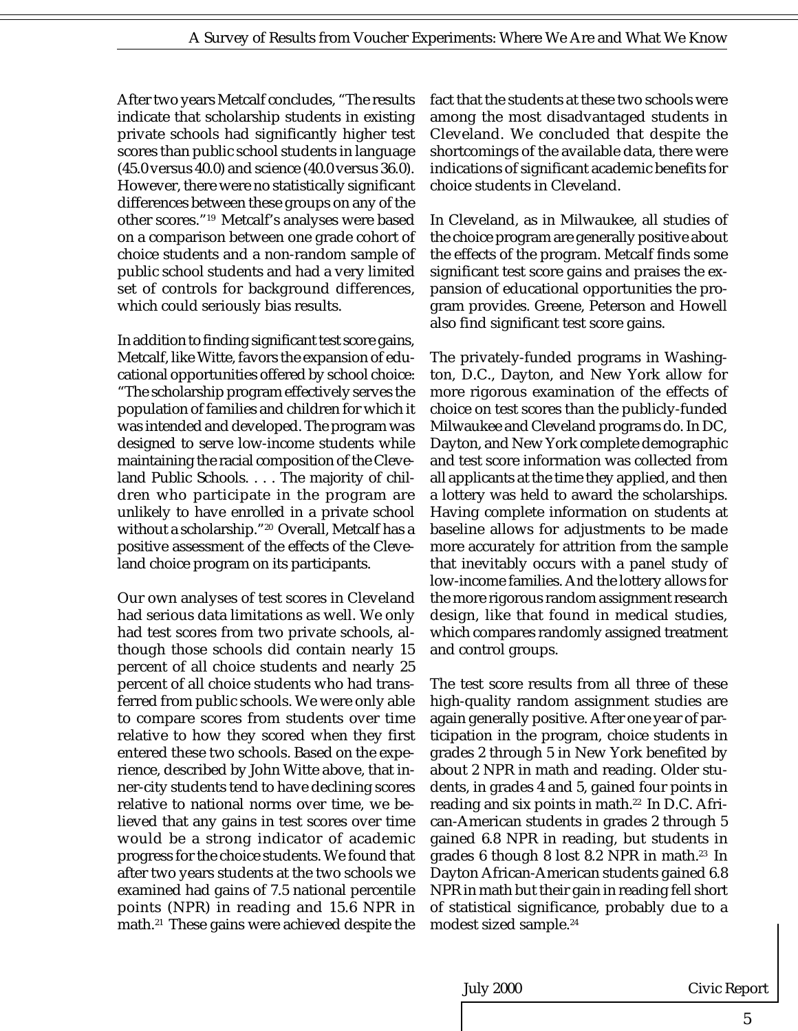After two years Metcalf concludes, "The results indicate that scholarship students in existing private schools had significantly higher test scores than public school students in language (45.0 versus 40.0) and science (40.0 versus 36.0). However, there were no statistically significant differences between these groups on any of the other scores."[19] Metcalf's analyses were based on a comparison between one grade cohort of choice students and a non-random sample of public school students and had a very limited set of controls for background differences, which could seriously bias results.

In addition to finding significant test score gains, Metcalf, like Witte, favors the expansion of educational opportunities offered by school choice: "The scholarship program effectively serves the population of families and children for which it was intended and developed. The program was designed to serve low-income students while maintaining the racial composition of the Cleveland Public Schools. . . . The majority of children who participate in the program are unlikely to have enrolled in a private school without a scholarship."[20] Overall, Metcalf has a positive assessment of the effects of the Cleveland choice program on its participants.

Our own analyses of test scores in Cleveland had serious data limitations as well. We only had test scores from two private schools, although those schools did contain nearly 15 percent of all choice students and nearly 25 percent of all choice students who had transferred from public schools. We were only able to compare scores from students over time relative to how they scored when they first entered these two schools. Based on the experience, described by John Witte above, that inner-city students tend to have declining scores relative to national norms over time, we believed that any gains in test scores over time would be a strong indicator of academic progress for the choice students. We found that after two years students at the two schools we examined had gains of 7.5 national percentile points (NPR) in reading and 15.6 NPR in math.[21] These gains were achieved despite the fact that the students at these two schools were among the most disadvantaged students in Cleveland. We concluded that despite the shortcomings of the available data, there were indications of significant academic benefits for choice students in Cleveland.

In Cleveland, as in Milwaukee, all studies of the choice program are generally positive about the effects of the program. Metcalf finds some significant test score gains and praises the expansion of educational opportunities the program provides. Greene, Peterson and Howell also find significant test score gains.

The privately-funded programs in Washington, D.C., Dayton, and New York allow for more rigorous examination of the effects of choice on test scores than the publicly-funded Milwaukee and Cleveland programs do. In DC, Dayton, and New York complete demographic and test score information was collected from all applicants at the time they applied, and then a lottery was held to award the scholarships. Having complete information on students at baseline allows for adjustments to be made more accurately for attrition from the sample that inevitably occurs with a panel study of low-income families. And the lottery allows for the more rigorous random assignment research design, like that found in medical studies, which compares randomly assigned treatment and control groups.

The test score results from all three of these high-quality random assignment studies are again generally positive. After one year of participation in the program, choice students in grades 2 through 5 in New York benefited by about 2 NPR in math and reading. Older students, in grades 4 and 5, gained four points in reading and six points in math.[22] In D.C. African-American students in grades 2 through 5 gained 6.8 NPR in reading, but students in grades 6 though 8 lost 8.2 NPR in math.[23] In Dayton African-American students gained 6.8 NPR in math but their gain in reading fell short of statistical significance, probably due to a modest sized sample.[24]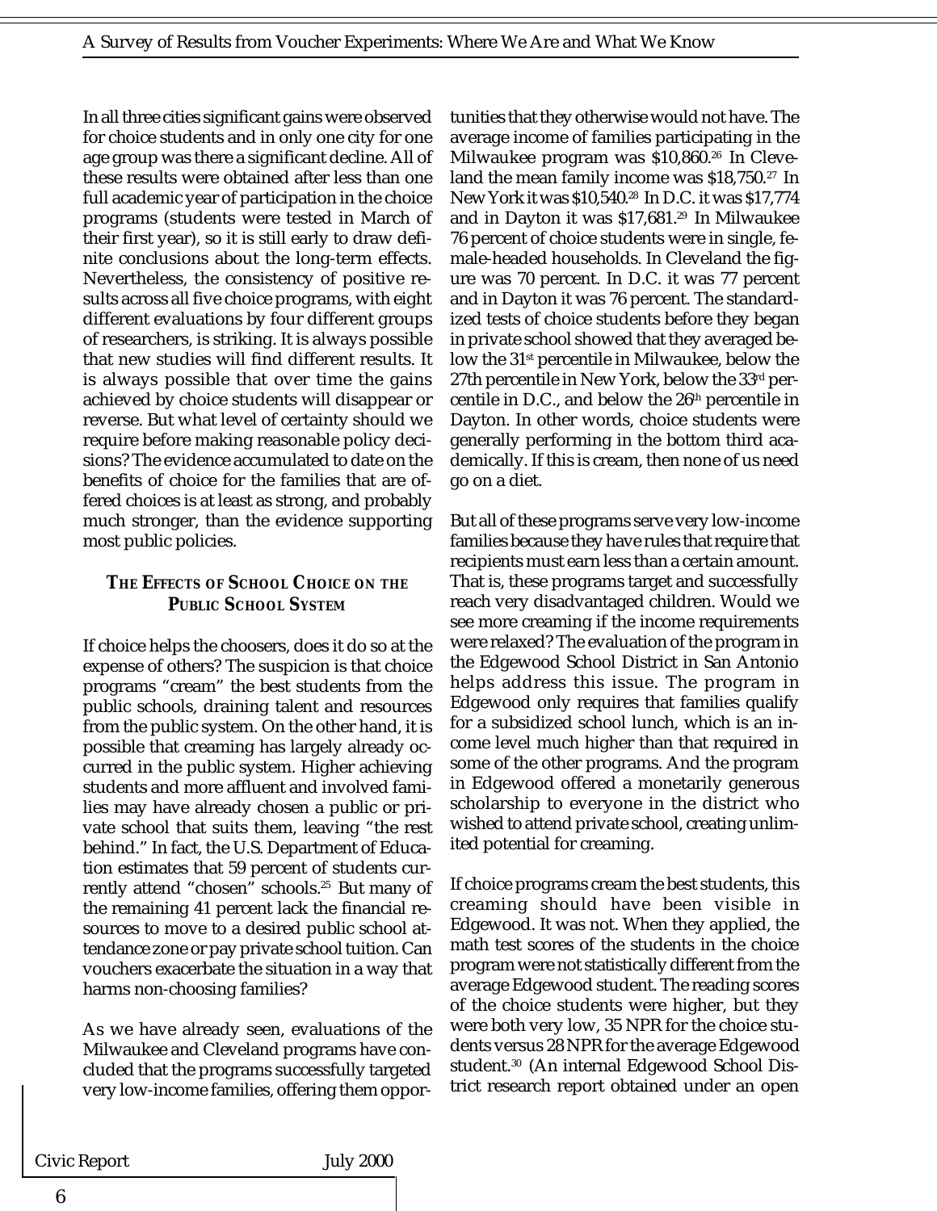In all three cities significant gains were observed for choice students and in only one city for one age group was there a significant decline. All of these results were obtained after less than one full academic year of participation in the choice programs (students were tested in March of their first year), so it is still early to draw definite conclusions about the long-term effects. Nevertheless, the consistency of positive results across all five choice programs, with eight different evaluations by four different groups of researchers, is striking. It is always possible that new studies will find different results. It is always possible that over time the gains achieved by choice students will disappear or reverse. But what level of certainty should we require before making reasonable policy decisions? The evidence accumulated to date on the benefits of choice for the families that are offered choices is at least as strong, and probably much stronger, than the evidence supporting most public policies.

## THE EFFECTS OF SCHOOL CHOICE ON THE PUBLIC SCHOOL SYSTEM

If choice helps the choosers, does it do so at the expense of others? The suspicion is that choice programs "cream" the best students from the public schools, draining talent and resources from the public system. On the other hand, it is possible that creaming has largely already occurred in the public system. Higher achieving students and more affluent and involved families may have already chosen a public or private school that suits them, leaving "the rest behind." In fact, the U.S. Department of Education estimates that 59 percent of students currently attend "chosen" schools.[25] But many of the remaining 41 percent lack the financial resources to move to a desired public school attendance zone or pay private school tuition. Can vouchers exacerbate the situation in a way that harms non-choosing families?

As we have already seen, evaluations of the Milwaukee and Cleveland programs have concluded that the programs successfully targeted very low-income families, offering them opportunities that they otherwise would not have. The average income of families participating in the Milwaukee program was $10,860.[26] In Cleveland the mean family income was $18,750.[27] In New York it was $10,540.[28] In D.C. it was $17,774 and in Dayton it was $17,681.[29] In Milwaukee 76 percent of choice students were in single, female-headed households. In Cleveland the figure was 70 percent. In D.C. it was 77 percent and in Dayton it was 76 percent. The standardized tests of choice students before they began in private school showed that they averaged below the 31st percentile in Milwaukee, below the 27th percentile in New York, below the 33rd percentile in D.C., and below the 26th percentile in Dayton. In other words, choice students were generally performing in the bottom third academically. If this is cream, then none of us need go on a diet.

But all of these programs serve very low-income families because they have rules that require that recipients must earn less than a certain amount. That is, these programs target and successfully reach very disadvantaged children. Would we see more creaming if the income requirements were relaxed? The evaluation of the program in the Edgewood School District in San Antonio helps address this issue. The program in Edgewood only requires that families qualify for a subsidized school lunch, which is an income level much higher than that required in some of the other programs. And the program in Edgewood offered a monetarily generous scholarship to everyone in the district who wished to attend private school, creating unlimited potential for creaming.

If choice programs cream the best students, this creaming should have been visible in Edgewood. It was not. When they applied, the math test scores of the students in the choice program were not statistically different from the average Edgewood student. The reading scores of the choice students were higher, but they were both very low, 35 NPR for the choice students versus 28 NPR for the average Edgewood student.[30] (An internal Edgewood School District research report obtained under an open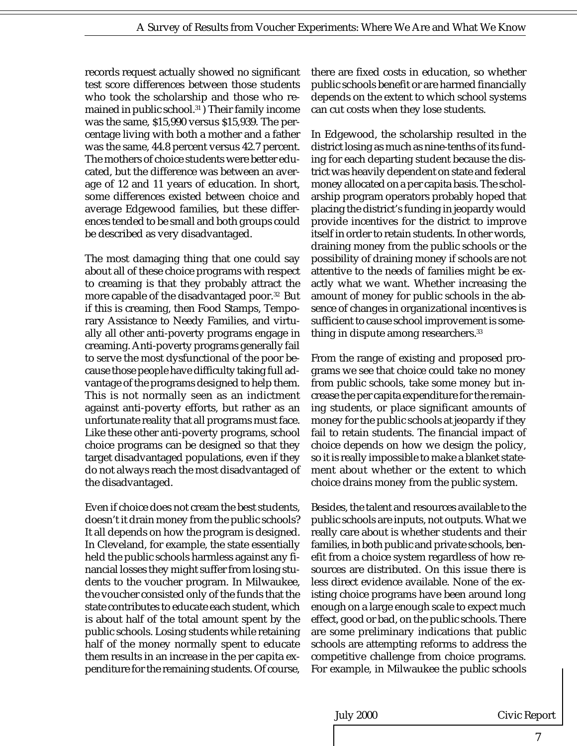records request actually showed no significant test score differences between those students who took the scholarship and those who remained in public school.[31]) Their family income was the same, $15,990 versus $15,939. The percentage living with both a mother and a father was the same, 44.8 percent versus 42.7 percent. The mothers of choice students were better educated, but the difference was between an average of 12 and 11 years of education. In short, some differences existed between choice and average Edgewood families, but these differences tended to be small and both groups could be described as very disadvantaged.

The most damaging thing that one could say about all of these choice programs with respect to creaming is that they probably attract the more capable of the disadvantaged poor.[32] But if this is creaming, then Food Stamps, Temporary Assistance to Needy Families, and virtually all other anti-poverty programs engage in creaming. Anti-poverty programs generally fail to serve the most dysfunctional of the poor because those people have difficulty taking full advantage of the programs designed to help them. This is not normally seen as an indictment against anti-poverty efforts, but rather as an unfortunate reality that all programs must face. Like these other anti-poverty programs, school choice programs can be designed so that they target disadvantaged populations, even if they do not always reach the most disadvantaged of the disadvantaged.

Even if choice does not cream the best students, doesn't it drain money from the public schools? It all depends on how the program is designed. In Cleveland, for example, the state essentially held the public schools harmless against any financial losses they might suffer from losing students to the voucher program. In Milwaukee, the voucher consisted only of the funds that the state contributes to educate each student, which is about half of the total amount spent by the public schools. Losing students while retaining half of the money normally spent to educate them results in an increase in the per capita expenditure for the remaining students. Of course, there are fixed costs in education, so whether public schools benefit or are harmed financially depends on the extent to which school systems can cut costs when they lose students.

In Edgewood, the scholarship resulted in the district losing as much as nine-tenths of its funding for each departing student because the district was heavily dependent on state and federal money allocated on a per capita basis. The scholarship program operators probably hoped that placing the district's funding in jeopardy would provide incentives for the district to improve itself in order to retain students. In other words, draining money from the public schools or the possibility of draining money if schools are not attentive to the needs of families might be exactly what we want. Whether increasing the amount of money for public schools in the absence of changes in organizational incentives is sufficient to cause school improvement is something in dispute among researchers.[33]

From the range of existing and proposed programs we see that choice could take no money from public schools, take some money but increase the per capita expenditure for the remaining students, or place significant amounts of money for the public schools at jeopardy if they fail to retain students. The financial impact of choice depends on how we design the policy, so it is really impossible to make a blanket statement about whether or the extent to which choice drains money from the public system.

Besides, the talent and resources available to the public schools are inputs, not outputs. What we really care about is whether students and their families, in both public and private schools, benefit from a choice system regardless of how resources are distributed. On this issue there is less direct evidence available. None of the existing choice programs have been around long enough on a large enough scale to expect much effect, good or bad, on the public schools. There are some preliminary indications that public schools are attempting reforms to address the competitive challenge from choice programs. For example, in Milwaukee the public schools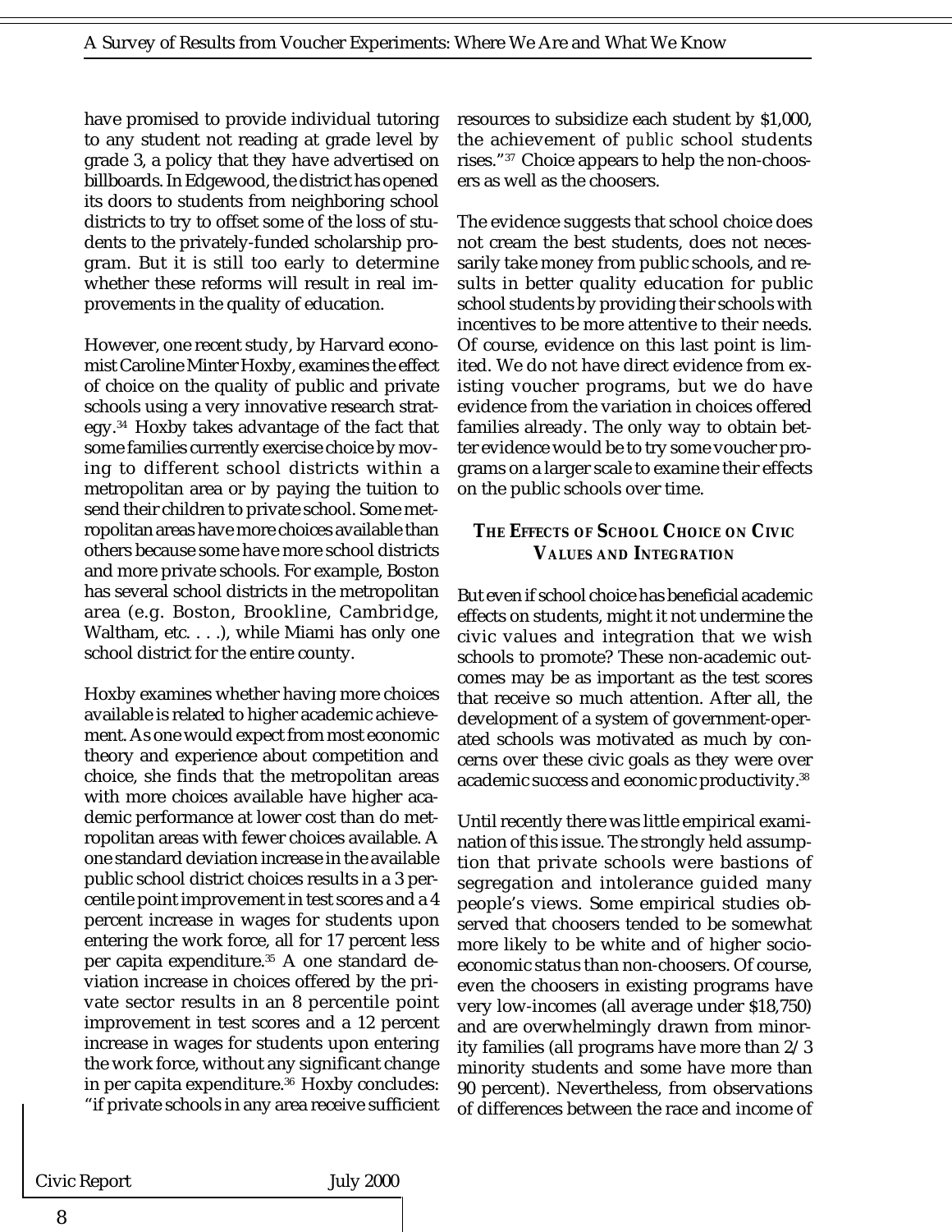have promised to provide individual tutoring to any student not reading at grade level by grade 3, a policy that they have advertised on billboards. In Edgewood, the district has opened its doors to students from neighboring school districts to try to offset some of the loss of students to the privately-funded scholarship program. But it is still too early to determine whether these reforms will result in real improvements in the quality of education.

However, one recent study, by Harvard economist Caroline Minter Hoxby, examines the effect of choice on the quality of public and private schools using a very innovative research strategy.[34] Hoxby takes advantage of the fact that some families currently exercise choice by moving to different school districts within a metropolitan area or by paying the tuition to send their children to private school. Some metropolitan areas have more choices available than others because some have more school districts and more private schools. For example, Boston has several school districts in the metropolitan area (e.g. Boston, Brookline, Cambridge, Waltham, etc. . . .), while Miami has only one school district for the entire county.

Hoxby examines whether having more choices available is related to higher academic achievement. As one would expect from most economic theory and experience about competition and choice, she finds that the metropolitan areas with more choices available have higher academic performance at lower cost than do metropolitan areas with fewer choices available. A one standard deviation increase in the available public school district choices results in a 3 percentile point improvement in test scores and a 4 percent increase in wages for students upon entering the work force, all for 17 percent less per capita expenditure.[35] A one standard deviation increase in choices offered by the private sector results in an 8 percentile point improvement in test scores and a 12 percent increase in wages for students upon entering the work force, without any significant change in per capita expenditure.[36] Hoxby concludes: "if private schools in any area receive sufficient resources to subsidize each student by $1,000, the achievement of *public* school students rises."[37] Choice appears to help the non-choosers as well as the choosers.

The evidence suggests that school choice does not cream the best students, does not necessarily take money from public schools, and results in better quality education for public school students by providing their schools with incentives to be more attentive to their needs. Of course, evidence on this last point is limited. We do not have direct evidence from existing voucher programs, but we do have evidence from the variation in choices offered families already. The only way to obtain better evidence would be to try some voucher programs on a larger scale to examine their effects on the public schools over time.

### The Effects of School Choice on Civic Values and Integration

But even if school choice has beneficial academic effects on students, might it not undermine the civic values and integration that we wish schools to promote? These non-academic outcomes may be as important as the test scores that receive so much attention. After all, the development of a system of government-operated schools was motivated as much by concerns over these civic goals as they were over academic success and economic productivity.[38]

Until recently there was little empirical examination of this issue. The strongly held assumption that private schools were bastions of segregation and intolerance guided many people's views. Some empirical studies observed that choosers tended to be somewhat more likely to be white and of higher socio-economic status than non-choosers. Of course, even the choosers in existing programs have very low-incomes (all average under $18,750) and are overwhelmingly drawn from minority families (all programs have more than 2/3 minority students and some have more than 90 percent). Nevertheless, from observations of differences between the race and income of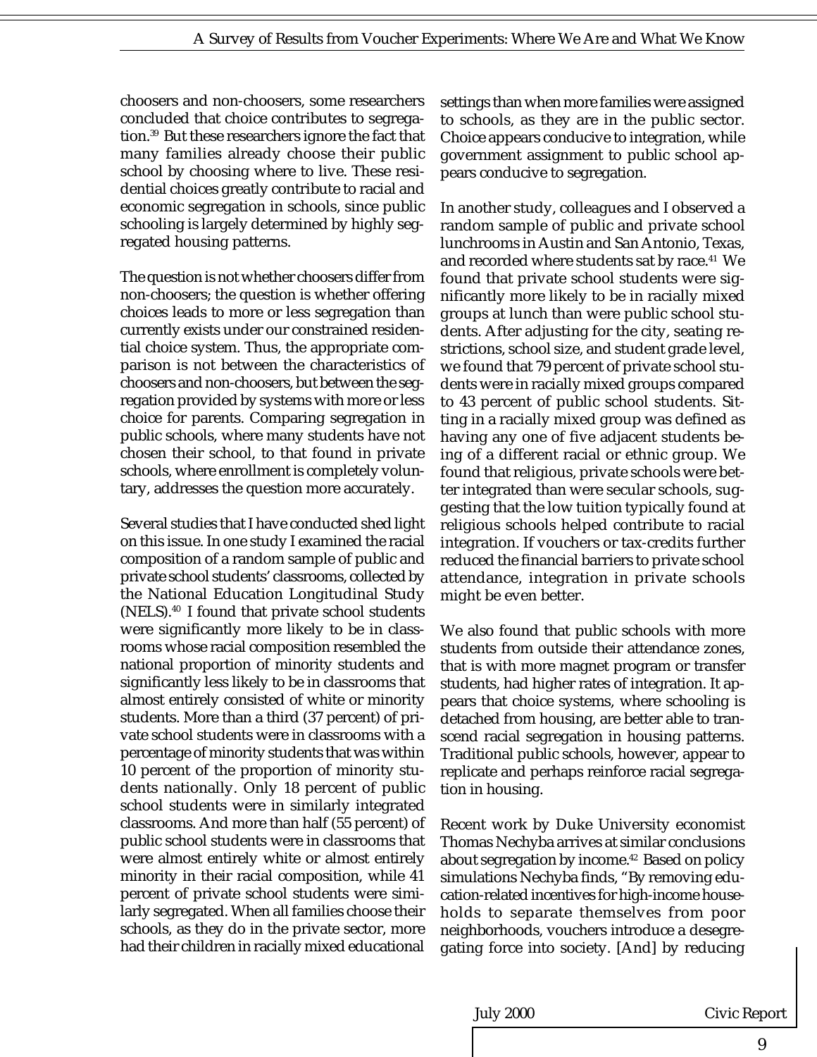choosers and non-choosers, some researchers concluded that choice contributes to segregation.[39] But these researchers ignore the fact that many families already choose their public school by choosing where to live. These residential choices greatly contribute to racial and economic segregation in schools, since public schooling is largely determined by highly segregated housing patterns.

The question is not whether choosers differ from non-choosers; the question is whether offering choices leads to more or less segregation than currently exists under our constrained residential choice system. Thus, the appropriate comparison is not between the characteristics of choosers and non-choosers, but between the segregation provided by systems with more or less choice for parents. Comparing segregation in public schools, where many students have not chosen their school, to that found in private schools, where enrollment is completely voluntary, addresses the question more accurately.

Several studies that I have conducted shed light on this issue. In one study I examined the racial composition of a random sample of public and private school students' classrooms, collected by the National Education Longitudinal Study (NELS).[40] I found that private school students were significantly more likely to be in classrooms whose racial composition resembled the national proportion of minority students and significantly less likely to be in classrooms that almost entirely consisted of white or minority students. More than a third (37 percent) of private school students were in classrooms with a percentage of minority students that was within 10 percent of the proportion of minority students nationally. Only 18 percent of public school students were in similarly integrated classrooms. And more than half (55 percent) of public school students were in classrooms that were almost entirely white or almost entirely minority in their racial composition, while 41 percent of private school students were similarly segregated. When all families choose their schools, as they do in the private sector, more had their children in racially mixed educational settings than when more families were assigned to schools, as they are in the public sector. Choice appears conducive to integration, while government assignment to public school appears conducive to segregation.

In another study, colleagues and I observed a random sample of public and private school lunchrooms in Austin and San Antonio, Texas, and recorded where students sat by race.[41] We found that private school students were significantly more likely to be in racially mixed groups at lunch than were public school students. After adjusting for the city, seating restrictions, school size, and student grade level, we found that 79 percent of private school students were in racially mixed groups compared to 43 percent of public school students. Sitting in a racially mixed group was defined as having any one of five adjacent students being of a different racial or ethnic group. We found that religious, private schools were better integrated than were secular schools, suggesting that the low tuition typically found at religious schools helped contribute to racial integration. If vouchers or tax-credits further reduced the financial barriers to private school attendance, integration in private schools might be even better.

We also found that public schools with more students from outside their attendance zones, that is with more magnet program or transfer students, had higher rates of integration. It appears that choice systems, where schooling is detached from housing, are better able to transcend racial segregation in housing patterns. Traditional public schools, however, appear to replicate and perhaps reinforce racial segregation in housing.

Recent work by Duke University economist Thomas Nechyba arrives at similar conclusions about segregation by income.[42] Based on policy simulations Nechyba finds, "By removing education-related incentives for high-income households to separate themselves from poor neighborhoods, vouchers introduce a desegregating force into society. [And] by reducing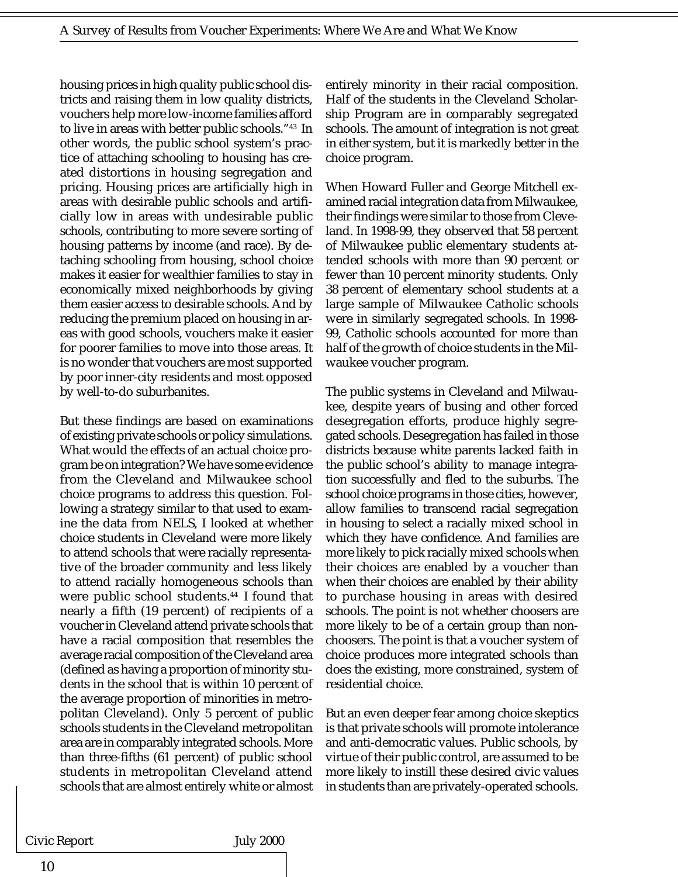housing prices in high quality public school districts and raising them in low quality districts, vouchers help more low-income families afford to live in areas with better public schools."[43] In other words, the public school system's practice of attaching schooling to housing has created distortions in housing segregation and pricing. Housing prices are artificially high in areas with desirable public schools and artificially low in areas with undesirable public schools, contributing to more severe sorting of housing patterns by income (and race). By detaching schooling from housing, school choice makes it easier for wealthier families to stay in economically mixed neighborhoods by giving them easier access to desirable schools. And by reducing the premium placed on housing in areas with good schools, vouchers make it easier for poorer families to move into those areas. It is no wonder that vouchers are most supported by poor inner-city residents and most opposed by well-to-do suburbanites.

But these findings are based on examinations of existing private schools or policy simulations. What would the effects of an actual choice program be on integration? We have some evidence from the Cleveland and Milwaukee school choice programs to address this question. Following a strategy similar to that used to examine the data from NELS, I looked at whether choice students in Cleveland were more likely to attend schools that were racially representative of the broader community and less likely to attend racially homogeneous schools than were public school students.[44] I found that nearly a fifth (19 percent) of recipients of a voucher in Cleveland attend private schools that have a racial composition that resembles the average racial composition of the Cleveland area (defined as having a proportion of minority students in the school that is within 10 percent of the average proportion of minorities in metropolitan Cleveland). Only 5 percent of public schools students in the Cleveland metropolitan area are in comparably integrated schools. More than three-fifths (61 percent) of public school students in metropolitan Cleveland attend schools that are almost entirely white or almost entirely minority in their racial composition. Half of the students in the Cleveland Scholarship Program are in comparably segregated schools. The amount of integration is not great in either system, but it is markedly better in the choice program.

When Howard Fuller and George Mitchell examined racial integration data from Milwaukee, their findings were similar to those from Cleveland. In 1998-99, they observed that 58 percent of Milwaukee public elementary students attended schools with more than 90 percent or fewer than 10 percent minority students. Only 38 percent of elementary school students at a large sample of Milwaukee Catholic schools were in similarly segregated schools. In 1998-99, Catholic schools accounted for more than half of the growth of choice students in the Milwaukee voucher program.

The public systems in Cleveland and Milwaukee, despite years of busing and other forced desegregation efforts, produce highly segregated schools. Desegregation has failed in those districts because white parents lacked faith in the public school's ability to manage integration successfully and fled to the suburbs. The school choice programs in those cities, however, allow families to transcend racial segregation in housing to select a racially mixed school in which they have confidence. And families are more likely to pick racially mixed schools when their choices are enabled by a voucher than when their choices are enabled by their ability to purchase housing in areas with desired schools. The point is not whether choosers are more likely to be of a certain group than non-choosers. The point is that a voucher system of choice produces more integrated schools than does the existing, more constrained, system of residential choice.

But an even deeper fear among choice skeptics is that private schools will promote intolerance and anti-democratic values. Public schools, by virtue of their public control, are assumed to be more likely to instill these desired civic values in students than are privately-operated schools.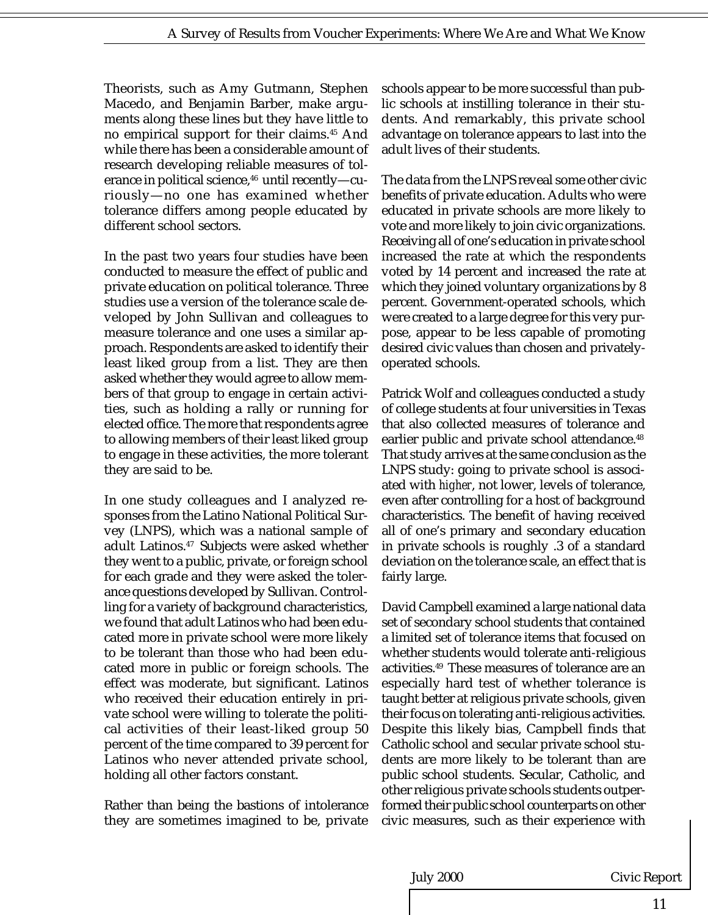Theorists, such as Amy Gutmann, Stephen Macedo, and Benjamin Barber, make arguments along these lines but they have little to no empirical support for their claims.[45] And while there has been a considerable amount of research developing reliable measures of tolerance in political science,[46] until recently—curiously—no one has examined whether tolerance differs among people educated by different school sectors.

In the past two years four studies have been conducted to measure the effect of public and private education on political tolerance. Three studies use a version of the tolerance scale developed by John Sullivan and colleagues to measure tolerance and one uses a similar approach. Respondents are asked to identify their least liked group from a list. They are then asked whether they would agree to allow members of that group to engage in certain activities, such as holding a rally or running for elected office. The more that respondents agree to allowing members of their least liked group to engage in these activities, the more tolerant they are said to be.

In one study colleagues and I analyzed responses from the Latino National Political Survey (LNPS), which was a national sample of adult Latinos.[47] Subjects were asked whether they went to a public, private, or foreign school for each grade and they were asked the tolerance questions developed by Sullivan. Controlling for a variety of background characteristics, we found that adult Latinos who had been educated more in private school were more likely to be tolerant than those who had been educated more in public or foreign schools. The effect was moderate, but significant. Latinos who received their education entirely in private school were willing to tolerate the political activities of their least-liked group 50 percent of the time compared to 39 percent for Latinos who never attended private school, holding all other factors constant.

Rather than being the bastions of intolerance they are sometimes imagined to be, private schools appear to be more successful than public schools at instilling tolerance in their students. And remarkably, this private school advantage on tolerance appears to last into the adult lives of their students.

The data from the LNPS reveal some other civic benefits of private education. Adults who were educated in private schools are more likely to vote and more likely to join civic organizations. Receiving all of one's education in private school increased the rate at which the respondents voted by 14 percent and increased the rate at which they joined voluntary organizations by 8 percent. Government-operated schools, which were created to a large degree for this very purpose, appear to be less capable of promoting desired civic values than chosen and privately-operated schools.

Patrick Wolf and colleagues conducted a study of college students at four universities in Texas that also collected measures of tolerance and earlier public and private school attendance.[48] That study arrives at the same conclusion as the LNPS study: going to private school is associated with *higher*, not lower, levels of tolerance, even after controlling for a host of background characteristics. The benefit of having received all of one's primary and secondary education in private schools is roughly .3 of a standard deviation on the tolerance scale, an effect that is fairly large.

David Campbell examined a large national data set of secondary school students that contained a limited set of tolerance items that focused on whether students would tolerate anti-religious activities.[49] These measures of tolerance are an especially hard test of whether tolerance is taught better at religious private schools, given their focus on tolerating anti-religious activities. Despite this likely bias, Campbell finds that Catholic school and secular private school students are more likely to be tolerant than are public school students. Secular, Catholic, and other religious private schools students outperformed their public school counterparts on other civic measures, such as their experience with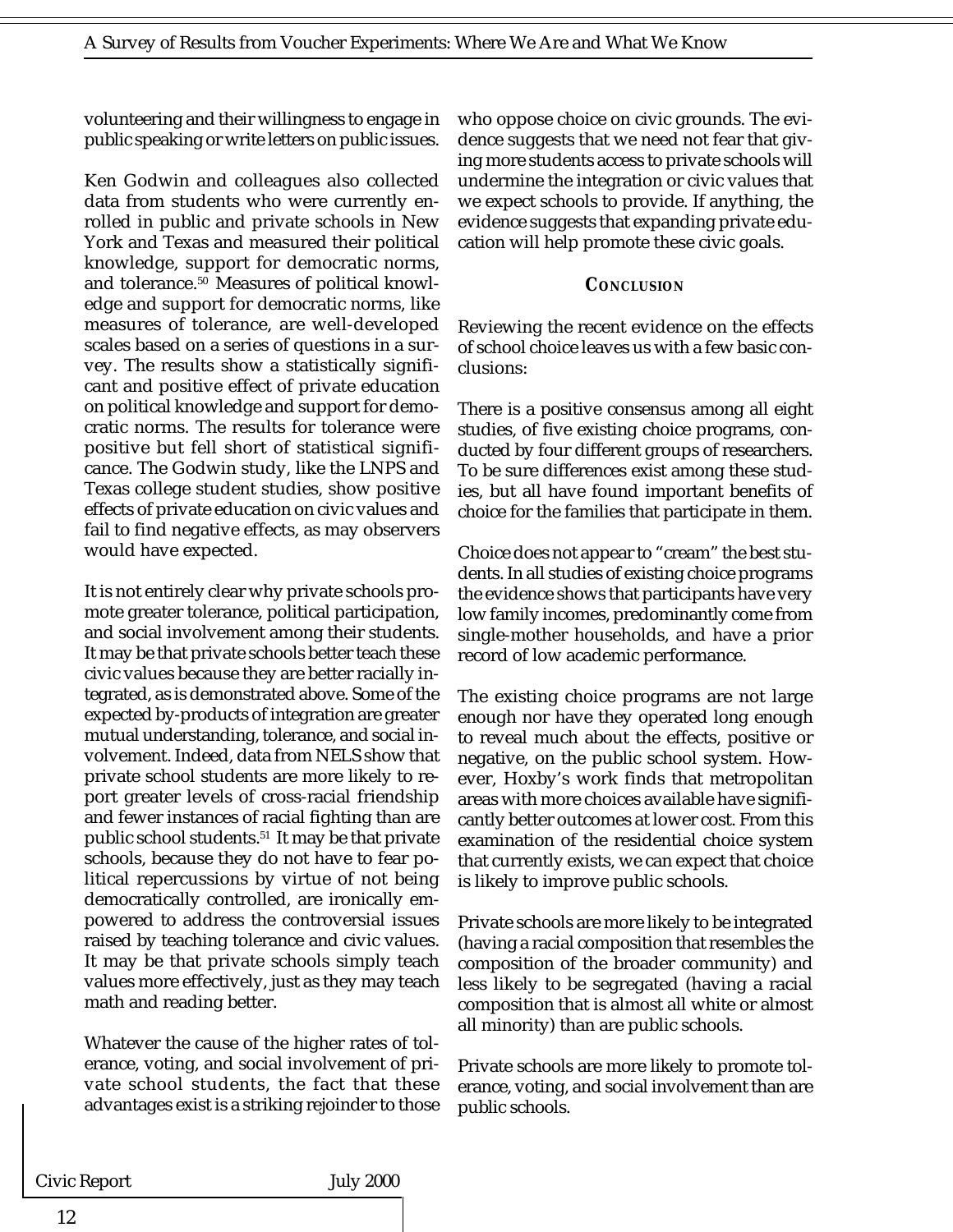volunteering and their willingness to engage in public speaking or write letters on public issues.

Ken Godwin and colleagues also collected data from students who were currently enrolled in public and private schools in New York and Texas and measured their political knowledge, support for democratic norms, and tolerance.[50] Measures of political knowledge and support for democratic norms, like measures of tolerance, are well-developed scales based on a series of questions in a survey. The results show a statistically significant and positive effect of private education on political knowledge and support for democratic norms. The results for tolerance were positive but fell short of statistical significance. The Godwin study, like the LNPS and Texas college student studies, show positive effects of private education on civic values and fail to find negative effects, as may observers would have expected.

It is not entirely clear why private schools promote greater tolerance, political participation, and social involvement among their students. It may be that private schools better teach these civic values because they are better racially integrated, as is demonstrated above. Some of the expected by-products of integration are greater mutual understanding, tolerance, and social involvement. Indeed, data from NELS show that private school students are more likely to report greater levels of cross-racial friendship and fewer instances of racial fighting than are public school students.[51] It may be that private schools, because they do not have to fear political repercussions by virtue of not being democratically controlled, are ironically empowered to address the controversial issues raised by teaching tolerance and civic values. It may be that private schools simply teach values more effectively, just as they may teach math and reading better.

Whatever the cause of the higher rates of tolerance, voting, and social involvement of private school students, the fact that these advantages exist is a striking rejoinder to those who oppose choice on civic grounds. The evidence suggests that we need not fear that giving more students access to private schools will undermine the integration or civic values that we expect schools to provide. If anything, the evidence suggests that expanding private education will help promote these civic goals.

## CONCLUSION

Reviewing the recent evidence on the effects of school choice leaves us with a few basic conclusions:

There is a positive consensus among all eight studies, of five existing choice programs, conducted by four different groups of researchers. To be sure differences exist among these studies, but all have found important benefits of choice for the families that participate in them.

Choice does not appear to "cream" the best students. In all studies of existing choice programs the evidence shows that participants have very low family incomes, predominantly come from single-mother households, and have a prior record of low academic performance.

The existing choice programs are not large enough nor have they operated long enough to reveal much about the effects, positive or negative, on the public school system. However, Hoxby's work finds that metropolitan areas with more choices available have significantly better outcomes at lower cost. From this examination of the residential choice system that currently exists, we can expect that choice is likely to improve public schools.

Private schools are more likely to be integrated (having a racial composition that resembles the composition of the broader community) and less likely to be segregated (having a racial composition that is almost all white or almost all minority) than are public schools.

Private schools are more likely to promote tolerance, voting, and social involvement than are public schools.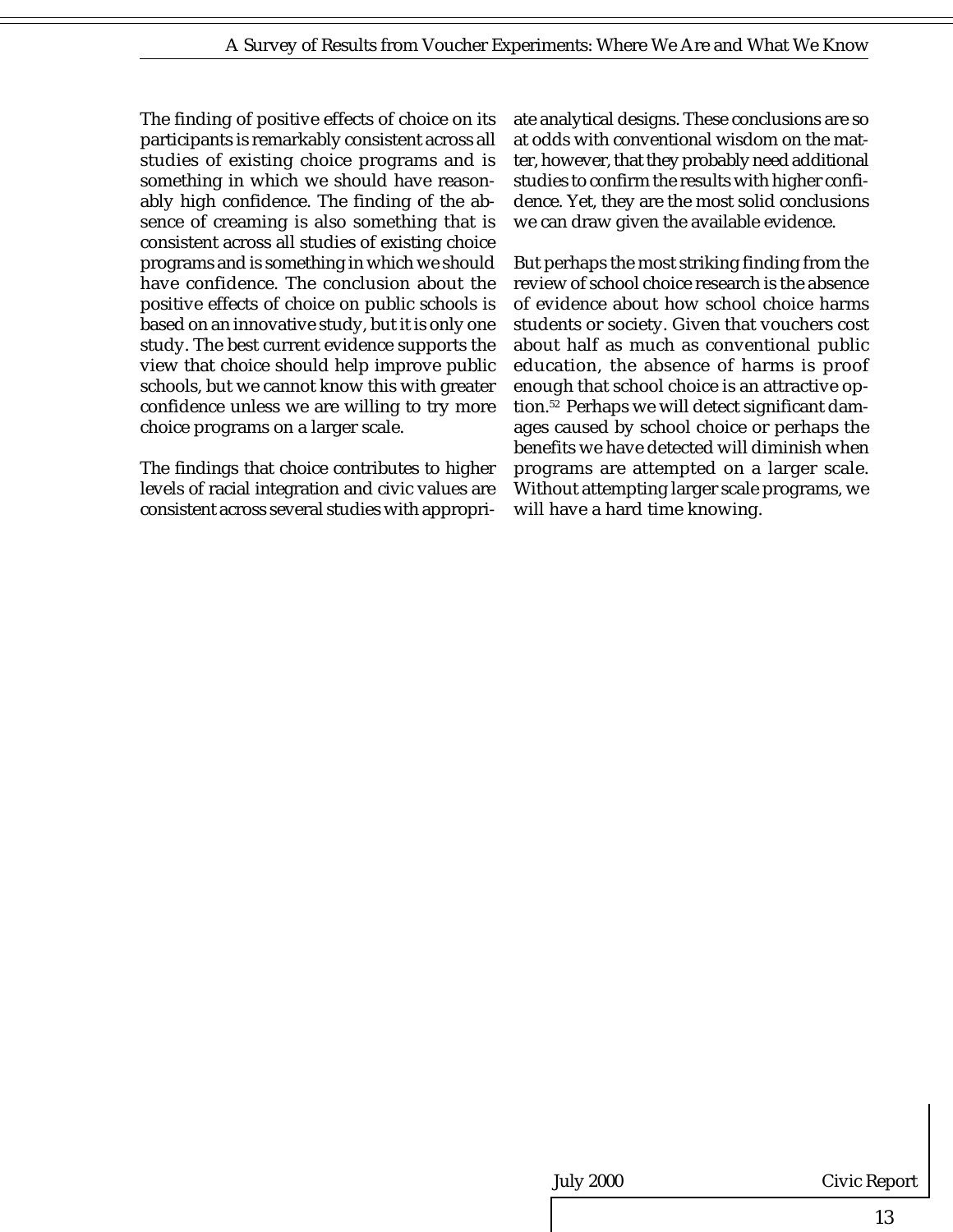The finding of positive effects of choice on its participants is remarkably consistent across all studies of existing choice programs and is something in which we should have reasonably high confidence. The finding of the absence of creaming is also something that is consistent across all studies of existing choice programs and is something in which we should have confidence. The conclusion about the positive effects of choice on public schools is based on an innovative study, but it is only one study. The best current evidence supports the view that choice should help improve public schools, but we cannot know this with greater confidence unless we are willing to try more choice programs on a larger scale.

The findings that choice contributes to higher levels of racial integration and civic values are consistent across several studies with appropriate analytical designs. These conclusions are so at odds with conventional wisdom on the matter, however, that they probably need additional studies to confirm the results with higher confidence. Yet, they are the most solid conclusions we can draw given the available evidence.

But perhaps the most striking finding from the review of school choice research is the absence of evidence about how school choice harms students or society. Given that vouchers cost about half as much as conventional public education, the absence of harms is proof enough that school choice is an attractive option.[52] Perhaps we will detect significant damages caused by school choice or perhaps the benefits we have detected will diminish when programs are attempted on a larger scale. Without attempting larger scale programs, we will have a hard time knowing.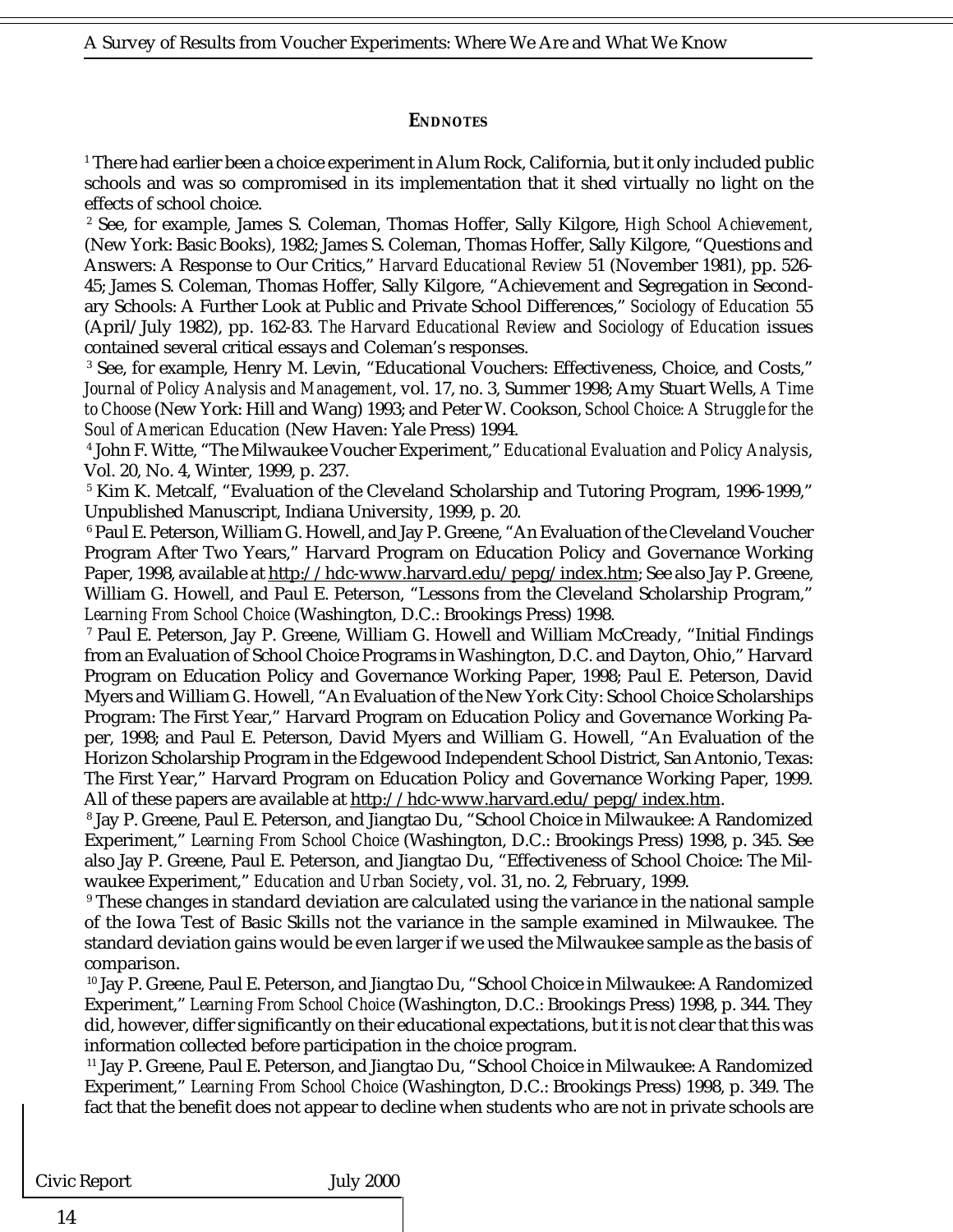## ENDNOTES

[1] There had earlier been a choice experiment in Alum Rock, California, but it only included public schools and was so compromised in its implementation that it shed virtually no light on the effects of school choice.

[2] See, for example, James S. Coleman, Thomas Hoffer, Sally Kilgore, *High School Achievement*, (New York: Basic Books), 1982; James S. Coleman, Thomas Hoffer, Sally Kilgore, "Questions and Answers: A Response to Our Critics," *Harvard Educational Review* 51 (November 1981), pp. 526-45; James S. Coleman, Thomas Hoffer, Sally Kilgore, "Achievement and Segregation in Secondary Schools: A Further Look at Public and Private School Differences," *Sociology of Education* 55 (April/July 1982), pp. 162-83. *The Harvard Educational Review* and *Sociology of Education* issues contained several critical essays and Coleman's responses.

[3] See, for example, Henry M. Levin, "Educational Vouchers: Effectiveness, Choice, and Costs," *Journal of Policy Analysis and Management*, vol. 17, no. 3, Summer 1998; Amy Stuart Wells, *A Time to Choose* (New York: Hill and Wang) 1993; and Peter W. Cookson, *School Choice: A Struggle for the Soul of American Education* (New Haven: Yale Press) 1994.

[4] John F. Witte, "The Milwaukee Voucher Experiment," *Educational Evaluation and Policy Analysis*, Vol. 20, No. 4, Winter, 1999, p. 237.

[5] Kim K. Metcalf, "Evaluation of the Cleveland Scholarship and Tutoring Program, 1996-1999," Unpublished Manuscript, Indiana University, 1999, p. 20.

[6] Paul E. Peterson, William G. Howell, and Jay P. Greene, "An Evaluation of the Cleveland Voucher Program After Two Years," Harvard Program on Education Policy and Governance Working Paper, 1998, available at http://hdc-www.harvard.edu/pepg/index.htm; See also Jay P. Greene, William G. Howell, and Paul E. Peterson, "Lessons from the Cleveland Scholarship Program," *Learning From School Choice* (Washington, D.C.: Brookings Press) 1998.

[7] Paul E. Peterson, Jay P. Greene, William G. Howell and William McCready, "Initial Findings from an Evaluation of School Choice Programs in Washington, D.C. and Dayton, Ohio," Harvard Program on Education Policy and Governance Working Paper, 1998; Paul E. Peterson, David Myers and William G. Howell, "An Evaluation of the New York City: School Choice Scholarships Program: The First Year," Harvard Program on Education Policy and Governance Working Paper, 1998; and Paul E. Peterson, David Myers and William G. Howell, "An Evaluation of the Horizon Scholarship Program in the Edgewood Independent School District, San Antonio, Texas: The First Year," Harvard Program on Education Policy and Governance Working Paper, 1999. All of these papers are available at http://hdc-www.harvard.edu/pepg/index.htm.

[8] Jay P. Greene, Paul E. Peterson, and Jiangtao Du, "School Choice in Milwaukee: A Randomized Experiment," *Learning From School Choice* (Washington, D.C.: Brookings Press) 1998, p. 345. See also Jay P. Greene, Paul E. Peterson, and Jiangtao Du, "Effectiveness of School Choice: The Milwaukee Experiment," *Education and Urban Society*, vol. 31, no. 2, February, 1999.

[9] These changes in standard deviation are calculated using the variance in the national sample of the Iowa Test of Basic Skills not the variance in the sample examined in Milwaukee. The standard deviation gains would be even larger if we used the Milwaukee sample as the basis of comparison.

[10] Jay P. Greene, Paul E. Peterson, and Jiangtao Du, "School Choice in Milwaukee: A Randomized Experiment," *Learning From School Choice* (Washington, D.C.: Brookings Press) 1998, p. 344. They did, however, differ significantly on their educational expectations, but it is not clear that this was information collected before participation in the choice program.

[11] Jay P. Greene, Paul E. Peterson, and Jiangtao Du, "School Choice in Milwaukee: A Randomized Experiment," *Learning From School Choice* (Washington, D.C.: Brookings Press) 1998, p. 349. The fact that the benefit does not appear to decline when students who are not in private schools are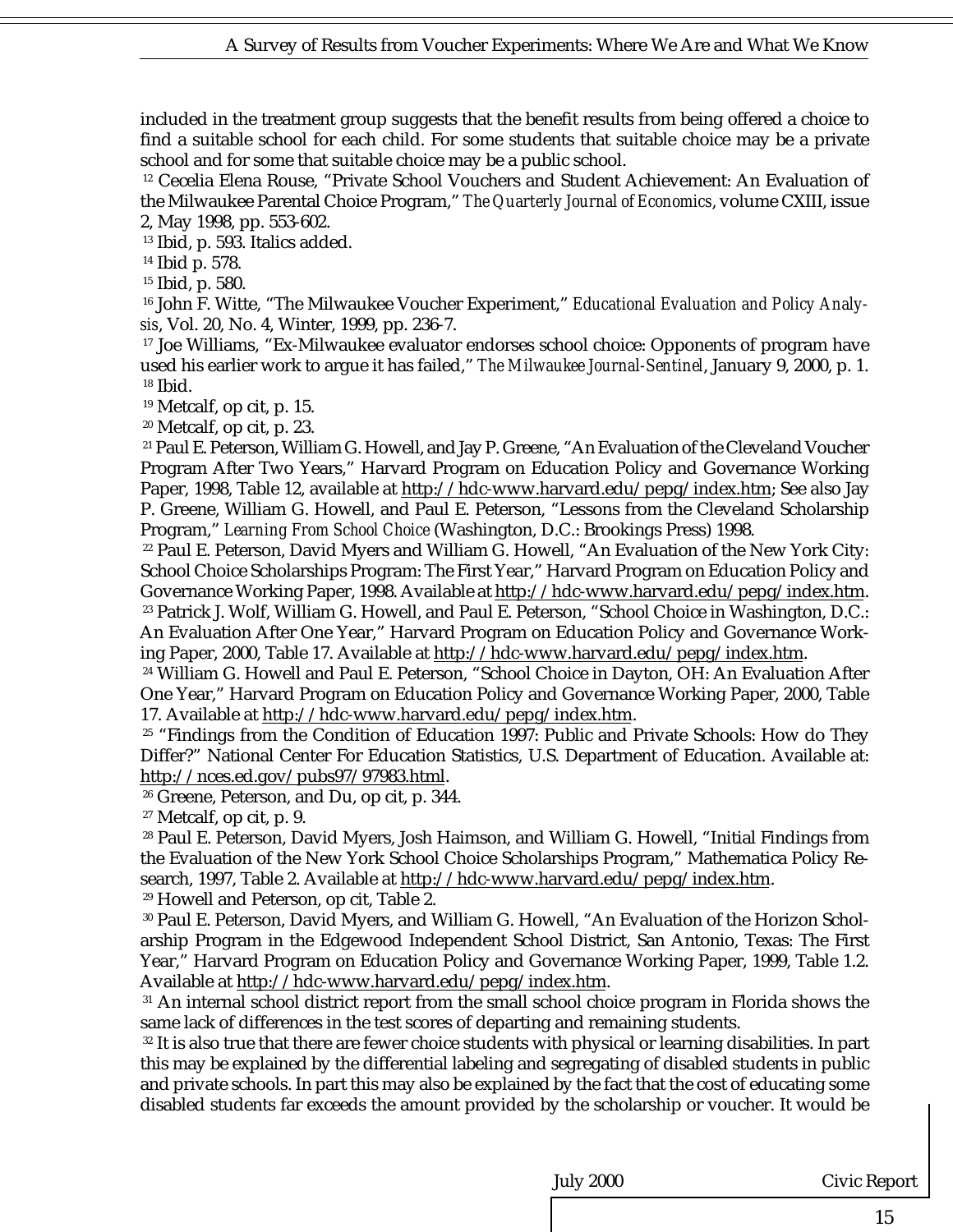included in the treatment group suggests that the benefit results from being offered a choice to find a suitable school for each child. For some students that suitable choice may be a private school and for some that suitable choice may be a public school.

[12] Cecelia Elena Rouse, "Private School Vouchers and Student Achievement: An Evaluation of the Milwaukee Parental Choice Program," *The Quarterly Journal of Economics*, volume CXIII, issue 2, May 1998, pp. 553-602.

[13] Ibid, p. 593. Italics added.

[14] Ibid p. 578.

[15] Ibid, p. 580.

[16] John F. Witte, "The Milwaukee Voucher Experiment," *Educational Evaluation and Policy Analysis*, Vol. 20, No. 4, Winter, 1999, pp. 236-7.

[17] Joe Williams, "Ex-Milwaukee evaluator endorses school choice: Opponents of program have used his earlier work to argue it has failed," *The Milwaukee Journal-Sentinel*, January 9, 2000, p. 1.

[18] Ibid.

[19] Metcalf, op cit, p. 15.

[20] Metcalf, op cit, p. 23.

[21] Paul E. Peterson, William G. Howell, and Jay P. Greene, "An Evaluation of the Cleveland Voucher Program After Two Years," Harvard Program on Education Policy and Governance Working Paper, 1998, Table 12, available at http://hdc-www.harvard.edu/pepg/index.htm; See also Jay P. Greene, William G. Howell, and Paul E. Peterson, "Lessons from the Cleveland Scholarship Program," *Learning From School Choice* (Washington, D.C.: Brookings Press) 1998.

[22] Paul E. Peterson, David Myers and William G. Howell, "An Evaluation of the New York City: School Choice Scholarships Program: The First Year," Harvard Program on Education Policy and Governance Working Paper, 1998. Available at http://hdc-www.harvard.edu/pepg/index.htm.

[23] Patrick J. Wolf, William G. Howell, and Paul E. Peterson, "School Choice in Washington, D.C.: An Evaluation After One Year," Harvard Program on Education Policy and Governance Working Paper, 2000, Table 17. Available at http://hdc-www.harvard.edu/pepg/index.htm.

[24] William G. Howell and Paul E. Peterson, "School Choice in Dayton, OH: An Evaluation After One Year," Harvard Program on Education Policy and Governance Working Paper, 2000, Table 17. Available at http://hdc-www.harvard.edu/pepg/index.htm.

[25] "Findings from the Condition of Education 1997: Public and Private Schools: How do They Differ?" National Center For Education Statistics, U.S. Department of Education. Available at: http://nces.ed.gov/pubs97/97983.html.

[26] Greene, Peterson, and Du, op cit, p. 344.

[27] Metcalf, op cit, p. 9.

[28] Paul E. Peterson, David Myers, Josh Haimson, and William G. Howell, "Initial Findings from the Evaluation of the New York School Choice Scholarships Program," Mathematica Policy Research, 1997, Table 2. Available at http://hdc-www.harvard.edu/pepg/index.htm.

[29] Howell and Peterson, op cit, Table 2.

[30] Paul E. Peterson, David Myers, and William G. Howell, "An Evaluation of the Horizon Scholarship Program in the Edgewood Independent School District, San Antonio, Texas: The First Year," Harvard Program on Education Policy and Governance Working Paper, 1999, Table 1.2. Available at http://hdc-www.harvard.edu/pepg/index.htm.

[31] An internal school district report from the small school choice program in Florida shows the same lack of differences in the test scores of departing and remaining students.

[32] It is also true that there are fewer choice students with physical or learning disabilities. In part this may be explained by the differential labeling and segregating of disabled students in public and private schools. In part this may also be explained by the fact that the cost of educating some disabled students far exceeds the amount provided by the scholarship or voucher. It would be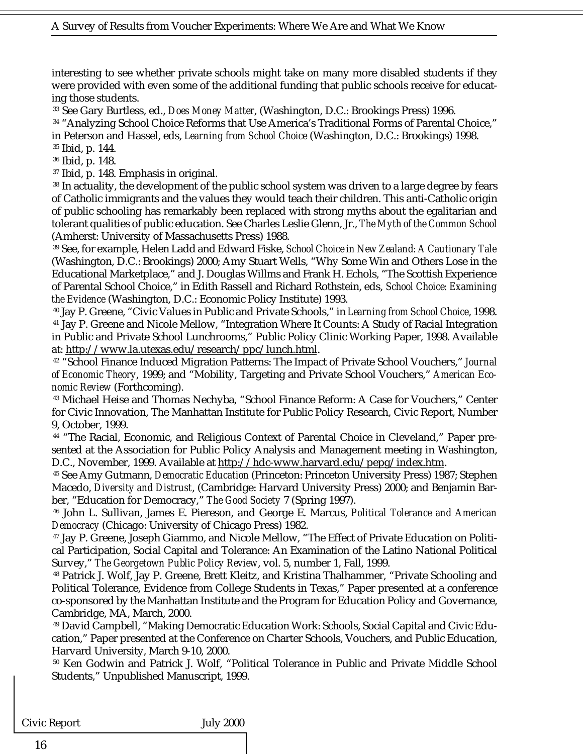interesting to see whether private schools might take on many more disabled students if they were provided with even some of the additional funding that public schools receive for educating those students.

[33] See Gary Burtless, ed., *Does Money Matter*, (Washington, D.C.: Brookings Press) 1996.

[34] "Analyzing School Choice Reforms that Use America's Traditional Forms of Parental Choice," in Peterson and Hassel, eds, *Learning from School Choice* (Washington, D.C.: Brookings) 1998.

[35] Ibid, p. 144.

[36] Ibid, p. 148.

[37] Ibid, p. 148. Emphasis in original.

[38] In actuality, the development of the public school system was driven to a large degree by fears of Catholic immigrants and the values they would teach their children. This anti-Catholic origin of public schooling has remarkably been replaced with strong myths about the egalitarian and tolerant qualities of public education. See Charles Leslie Glenn, Jr., *The Myth of the Common School* (Amherst: University of Massachusetts Press) 1988.

[39] See, for example, Helen Ladd and Edward Fiske, *School Choice in New Zealand: A Cautionary Tale* (Washington, D.C.: Brookings) 2000; Amy Stuart Wells, "Why Some Win and Others Lose in the Educational Marketplace," and J. Douglas Willms and Frank H. Echols, "The Scottish Experience of Parental School Choice," in Edith Rassell and Richard Rothstein, eds, *School Choice: Examining the Evidence* (Washington, D.C.: Economic Policy Institute) 1993.

[40] Jay P. Greene, "Civic Values in Public and Private Schools," in *Learning from School Choice*, 1998.

[41] Jay P. Greene and Nicole Mellow, "Integration Where It Counts: A Study of Racial Integration in Public and Private School Lunchrooms," Public Policy Clinic Working Paper, 1998. Available at: http://www.la.utexas.edu/research/ppc/lunch.html.

[42] "School Finance Induced Migration Patterns: The Impact of Private School Vouchers," *Journal of Economic Theory*, 1999; and "Mobility, Targeting and Private School Vouchers," *American Economic Review* (Forthcoming).

[43] Michael Heise and Thomas Nechyba, "School Finance Reform: A Case for Vouchers," Center for Civic Innovation, The Manhattan Institute for Public Policy Research, Civic Report, Number 9, October, 1999.

[44] "The Racial, Economic, and Religious Context of Parental Choice in Cleveland," Paper presented at the Association for Public Policy Analysis and Management meeting in Washington, D.C., November, 1999. Available at http://hdc-www.harvard.edu/pepg/index.htm.

[45] See Amy Gutmann, *Democratic Education* (Princeton: Princeton University Press) 1987; Stephen Macedo, *Diversity and Distrust*, (Cambridge: Harvard University Press) 2000; and Benjamin Barber, "Education for Democracy," *The Good Society* 7 (Spring 1997).

[46] John L. Sullivan, James E. Piereson, and George E. Marcus, *Political Tolerance and American Democracy* (Chicago: University of Chicago Press) 1982.

[47] Jay P. Greene, Joseph Giammo, and Nicole Mellow, "The Effect of Private Education on Political Participation, Social Capital and Tolerance: An Examination of the Latino National Political Survey," *The Georgetown Public Policy Review*, vol. 5, number 1, Fall, 1999.

[48] Patrick J. Wolf, Jay P. Greene, Brett Kleitz, and Kristina Thalhammer, "Private Schooling and Political Tolerance, Evidence from College Students in Texas," Paper presented at a conference co-sponsored by the Manhattan Institute and the Program for Education Policy and Governance, Cambridge, MA, March, 2000.

[49] David Campbell, "Making Democratic Education Work: Schools, Social Capital and Civic Education," Paper presented at the Conference on Charter Schools, Vouchers, and Public Education, Harvard University, March 9-10, 2000.

[50] Ken Godwin and Patrick J. Wolf, "Political Tolerance in Public and Private Middle School Students," Unpublished Manuscript, 1999.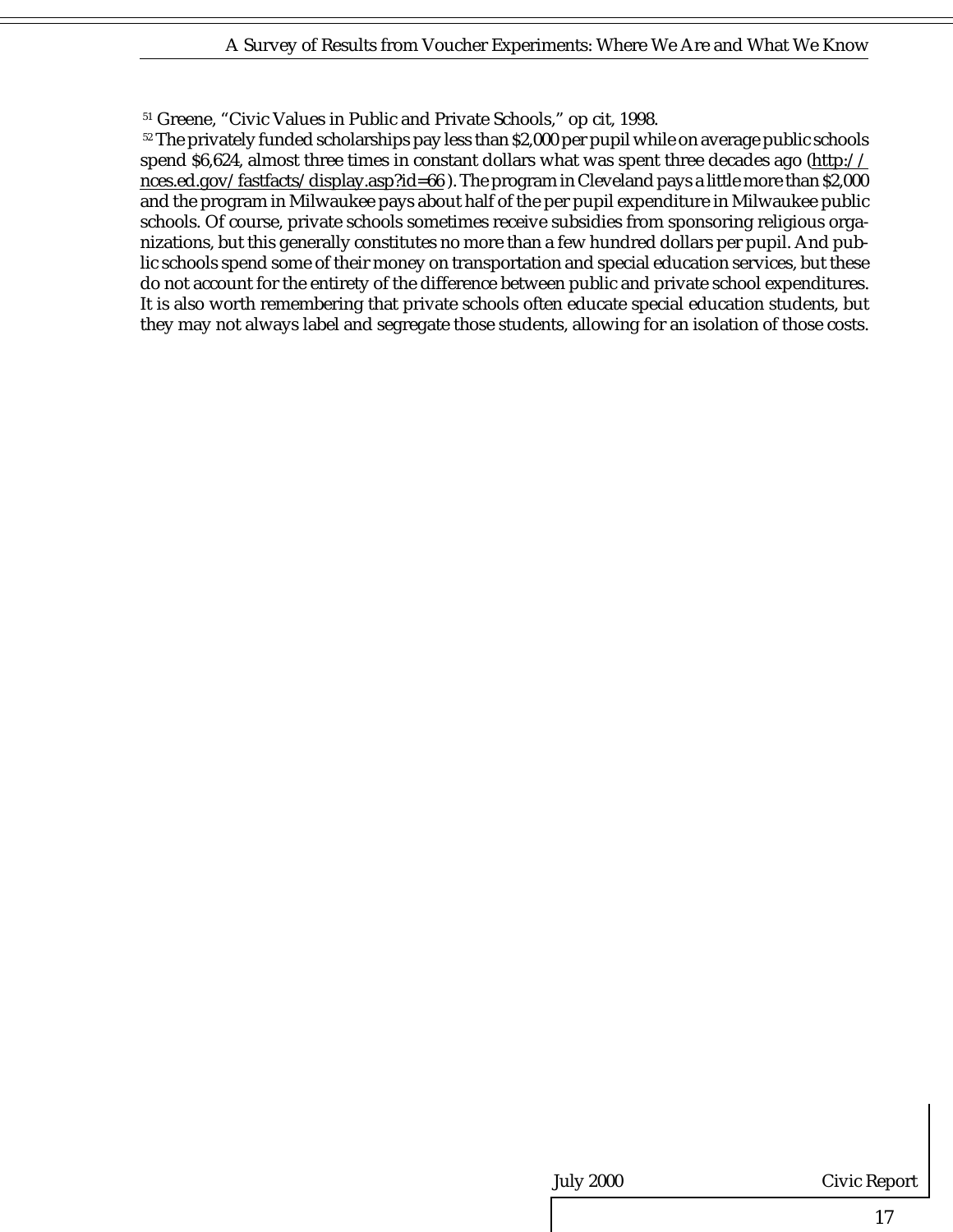[51] Greene, "Civic Values in Public and Private Schools," op cit, 1998.

[52] The privately funded scholarships pay less than $2,000 per pupil while on average public schools spend $6,624, almost three times in constant dollars what was spent three decades ago (http://nces.ed.gov/fastfacts/display.asp?id=66). The program in Cleveland pays a little more than $2,000 and the program in Milwaukee pays about half of the per pupil expenditure in Milwaukee public schools. Of course, private schools sometimes receive subsidies from sponsoring religious organizations, but this generally constitutes no more than a few hundred dollars per pupil. And public schools spend some of their money on transportation and special education services, but these do not account for the entirety of the difference between public and private school expenditures. It is also worth remembering that private schools often educate special education students, but they may not always label and segregate those students, allowing for an isolation of those costs.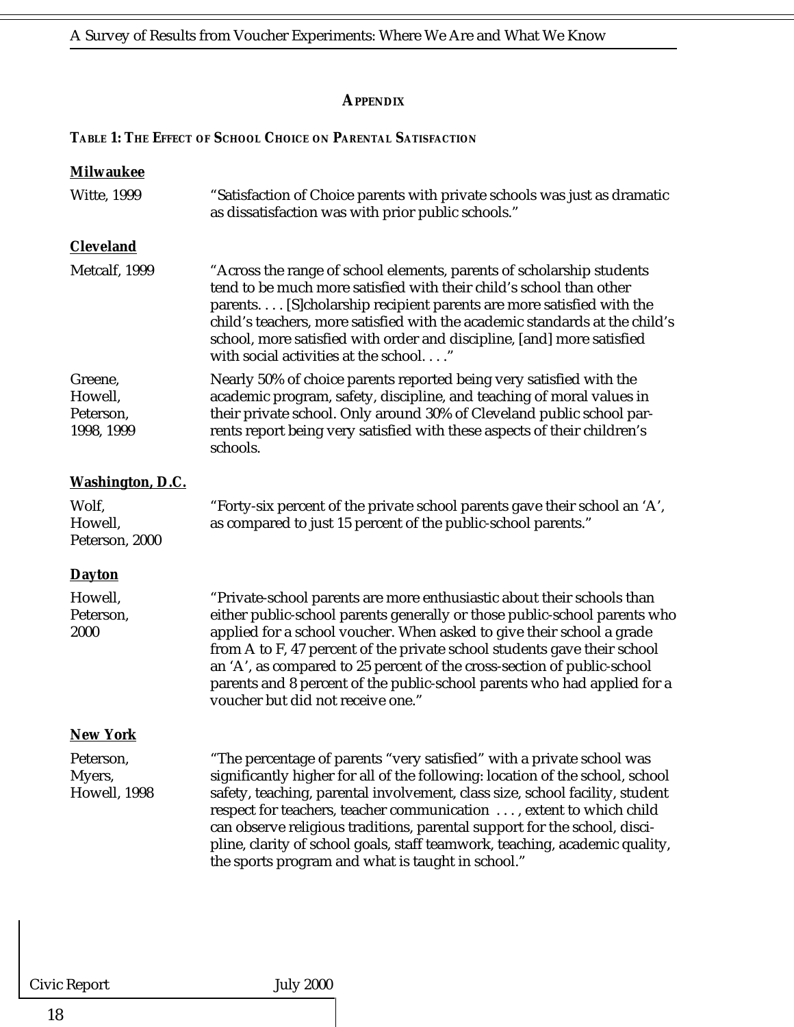## APPENDIX

### TABLE 1: THE EFFECT OF SCHOOL CHOICE ON PARENTAL SATISFACTION

| | |
|---|---|
| **Milwaukee** | |
| Witte, 1999 | "Satisfaction of Choice parents with private schools was just as dramatic as dissatisfaction was with prior public schools." |
| **Cleveland** | |
| Metcalf, 1999 | "Across the range of school elements, parents of scholarship students tend to be much more satisfied with their child's school than other parents. . . . [S]cholarship recipient parents are more satisfied with the child's teachers, more satisfied with the academic standards at the child's school, more satisfied with order and discipline, [and] more satisfied with social activities at the school. . . ." |
| Greene, Howell, Peterson, 1998, 1999 | Nearly 50% of choice parents reported being very satisfied with the academic program, safety, discipline, and teaching of moral values in their private school. Only around 30% of Cleveland public school parents report being very satisfied with these aspects of their children's schools. |
| **Washington, D.C.** | |
| Wolf, Howell, Peterson, 2000 | "Forty-six percent of the private school parents gave their school an 'A', as compared to just 15 percent of the public-school parents." |
| **Dayton** | |
| Howell, Peterson, 2000 | "Private-school parents are more enthusiastic about their schools than either public-school parents generally or those public-school parents who applied for a school voucher. When asked to give their school a grade from A to F, 47 percent of the private school students gave their school an 'A', as compared to 25 percent of the cross-section of public-school parents and 8 percent of the public-school parents who had applied for a voucher but did not receive one." |
| **New York** | |
| Peterson, Myers, Howell, 1998 | "The percentage of parents "very satisfied" with a private school was significantly higher for all of the following: location of the school, school safety, teaching, parental involvement, class size, school facility, student respect for teachers, teacher communication . . . , extent to which child can observe religious traditions, parental support for the school, discipline, clarity of school goals, staff teamwork, teaching, academic quality, the sports program and what is taught in school." |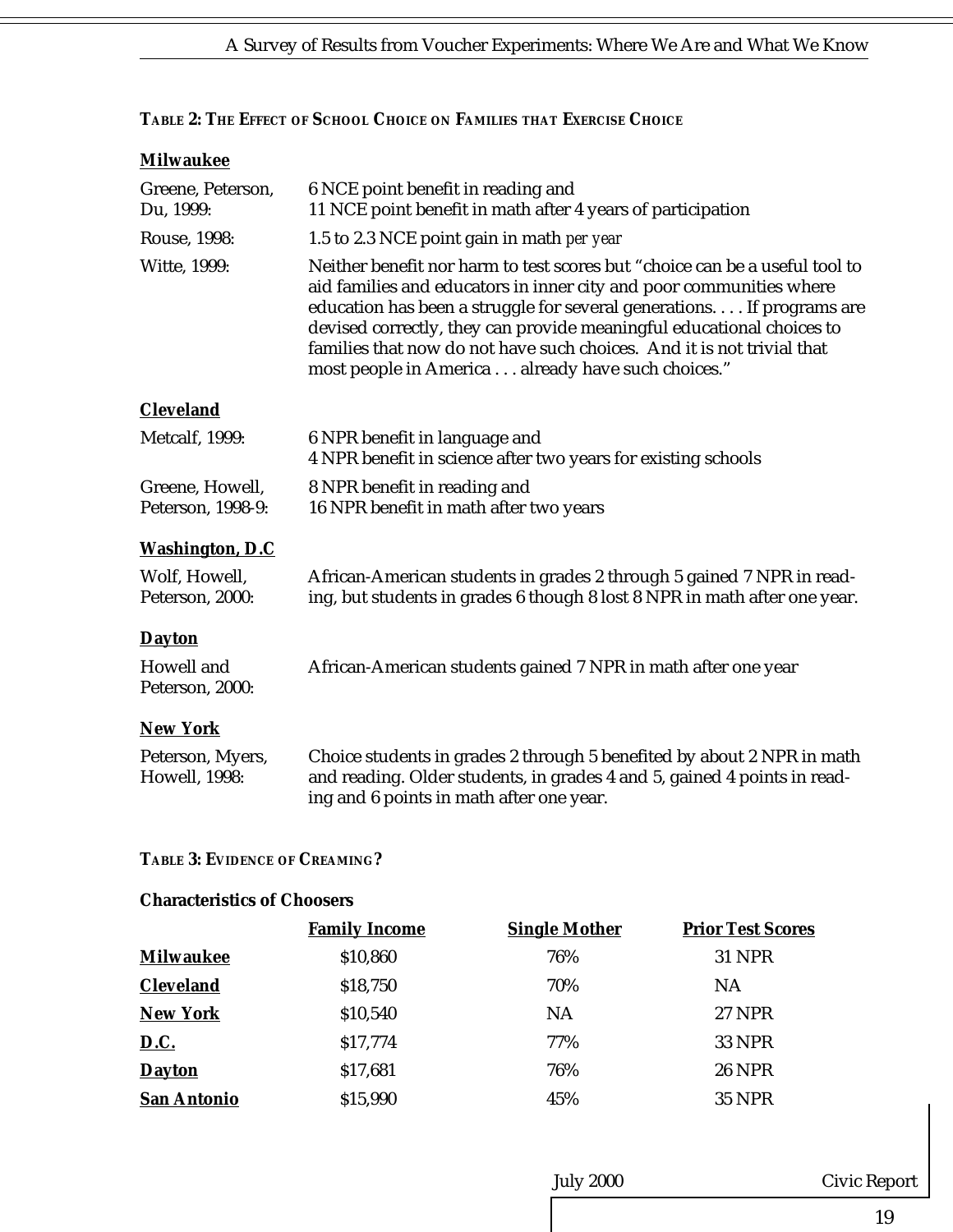**TABLE 2: THE EFFECT OF SCHOOL CHOICE ON FAMILIES THAT EXERCISE CHOICE**

**Milwaukee**

| | |
|---|---|
| Greene, Peterson, Du, 1999: | 6 NCE point benefit in reading and 11 NCE point benefit in math after 4 years of participation |
| Rouse, 1998: | 1.5 to 2.3 NCE point gain in math *per year* |
| Witte, 1999: | Neither benefit nor harm to test scores but "choice can be a useful tool to aid families and educators in inner city and poor communities where education has been a struggle for several generations. . . . If programs are devised correctly, they can provide meaningful educational choices to families that now do not have such choices. And it is not trivial that most people in America . . . already have such choices." |

**Cleveland**

| | |
|---|---|
| Metcalf, 1999: | 6 NPR benefit in language and 4 NPR benefit in science after two years for existing schools |
| Greene, Howell, Peterson, 1998-9: | 8 NPR benefit in reading and 16 NPR benefit in math after two years |

**Washington, D.C**

| | |
|---|---|
| Wolf, Howell, Peterson, 2000: | African-American students in grades 2 through 5 gained 7 NPR in reading, but students in grades 6 though 8 lost 8 NPR in math after one year. |

**Dayton**

| | |
|---|---|
| Howell and Peterson, 2000: | African-American students gained 7 NPR in math after one year |

**New York**

| | |
|---|---|
| Peterson, Myers, Howell, 1998: | Choice students in grades 2 through 5 benefited by about 2 NPR in math and reading. Older students, in grades 4 and 5, gained 4 points in reading and 6 points in math after one year. |

**TABLE 3: EVIDENCE OF CREAMING?**

**Characteristics of Choosers**

| | Family Income | Single Mother | Prior Test Scores |
|---|---|---|---|
| **Milwaukee** | $10,860 | 76% | 31 NPR |
| **Cleveland** | $18,750 | 70% | NA |
| **New York** | $10,540 | NA | 27 NPR |
| **D.C.** | $17,774 | 77% | 33 NPR |
| **Dayton** | $17,681 | 76% | 26 NPR |
| **San Antonio** | $15,990 | 45% | 35 NPR |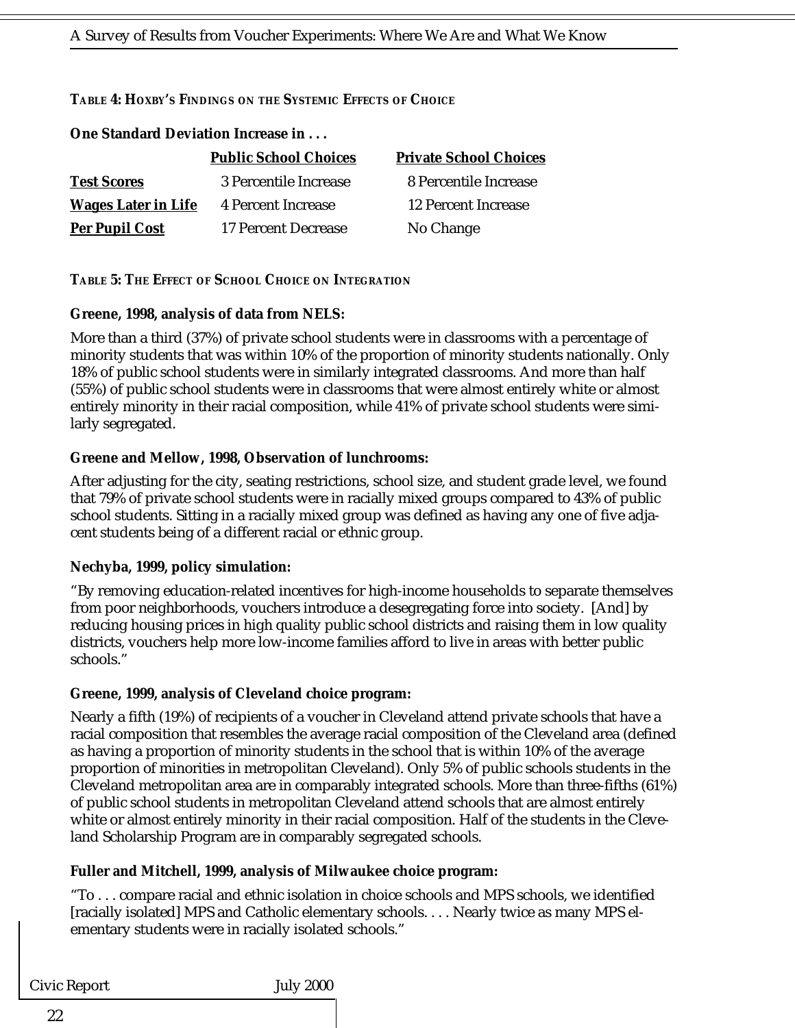**TABLE 4: HOXBY'S FINDINGS ON THE SYSTEMIC EFFECTS OF CHOICE**

**One Standard Deviation Increase in . . .**

| | Public School Choices | Private School Choices |
|---|---|---|
| **Test Scores** | 3 Percentile Increase | 8 Percentile Increase |
| **Wages Later in Life** | 4 Percent Increase | 12 Percent Increase |
| **Per Pupil Cost** | 17 Percent Decrease | No Change |

**TABLE 5: THE EFFECT OF SCHOOL CHOICE ON INTEGRATION**

**Greene, 1998, analysis of data from NELS:**

More than a third (37%) of private school students were in classrooms with a percentage of minority students that was within 10% of the proportion of minority students nationally. Only 18% of public school students were in similarly integrated classrooms. And more than half (55%) of public school students were in classrooms that were almost entirely white or almost entirely minority in their racial composition, while 41% of private school students were similarly segregated.

**Greene and Mellow, 1998, Observation of lunchrooms:**

After adjusting for the city, seating restrictions, school size, and student grade level, we found that 79% of private school students were in racially mixed groups compared to 43% of public school students. Sitting in a racially mixed group was defined as having any one of five adjacent students being of a different racial or ethnic group.

**Nechyba, 1999, policy simulation:**

"By removing education-related incentives for high-income households to separate themselves from poor neighborhoods, vouchers introduce a desegregating force into society. [And] by reducing housing prices in high quality public school districts and raising them in low quality districts, vouchers help more low-income families afford to live in areas with better public schools."

**Greene, 1999, analysis of Cleveland choice program:**

Nearly a fifth (19%) of recipients of a voucher in Cleveland attend private schools that have a racial composition that resembles the average racial composition of the Cleveland area (defined as having a proportion of minority students in the school that is within 10% of the average proportion of minorities in metropolitan Cleveland). Only 5% of public schools students in the Cleveland metropolitan area are in comparably integrated schools. More than three-fifths (61%) of public school students in metropolitan Cleveland attend schools that are almost entirely white or almost entirely minority in their racial composition. Half of the students in the Cleveland Scholarship Program are in comparably segregated schools.

**Fuller and Mitchell, 1999, analysis of Milwaukee choice program:**

"To . . . compare racial and ethnic isolation in choice schools and MPS schools, we identified [racially isolated] MPS and Catholic elementary schools. . . . Nearly twice as many MPS elementary students were in racially isolated schools."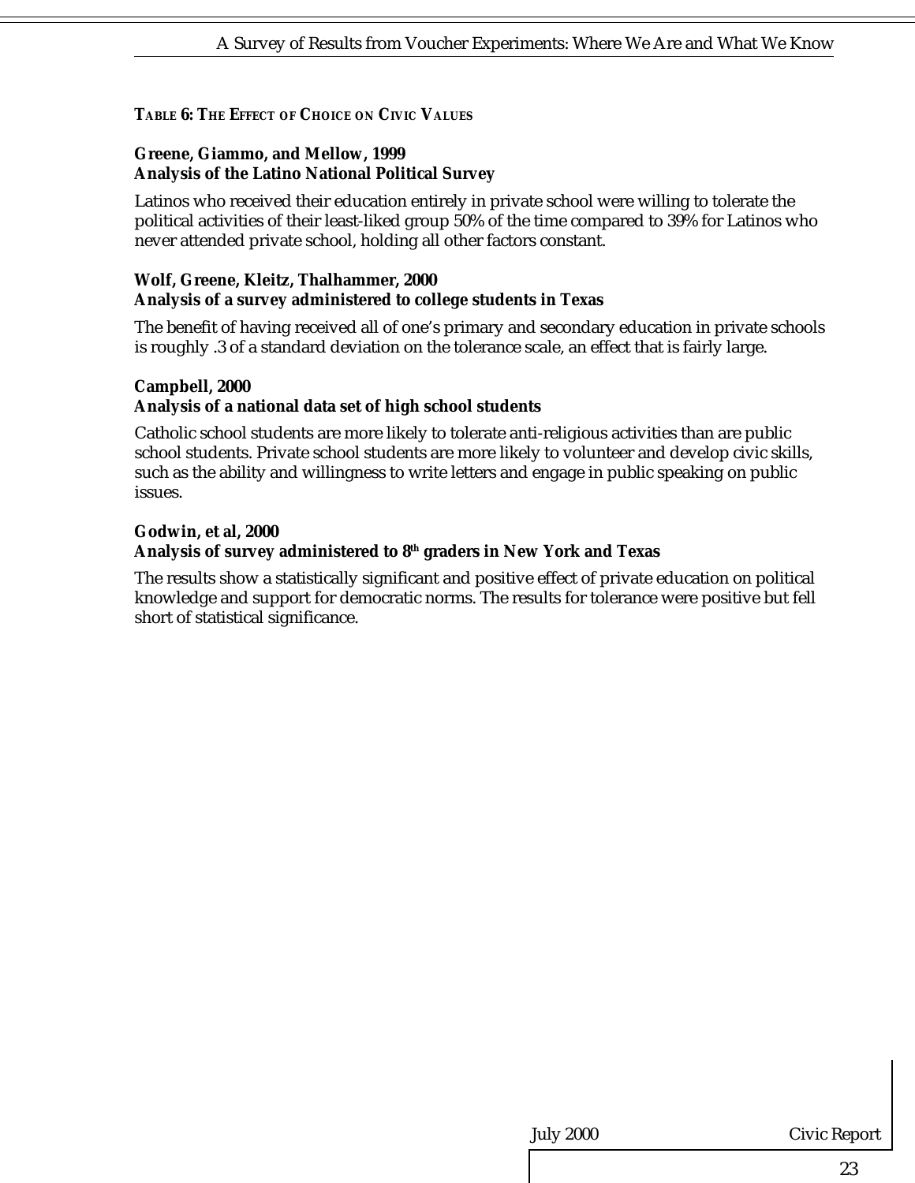**TABLE 6: THE EFFECT OF CHOICE ON CIVIC VALUES**

**Greene, Giammo, and Mellow, 1999**
**Analysis of the Latino National Political Survey**

Latinos who received their education entirely in private school were willing to tolerate the political activities of their least-liked group 50% of the time compared to 39% for Latinos who never attended private school, holding all other factors constant.

**Wolf, Greene, Kleitz, Thalhammer, 2000**
**Analysis of a survey administered to college students in Texas**

The benefit of having received all of one's primary and secondary education in private schools is roughly .3 of a standard deviation on the tolerance scale, an effect that is fairly large.

**Campbell, 2000**
**Analysis of a national data set of high school students**

Catholic school students are more likely to tolerate anti-religious activities than are public school students. Private school students are more likely to volunteer and develop civic skills, such as the ability and willingness to write letters and engage in public speaking on public issues.

**Godwin, et al, 2000**
**Analysis of survey administered to 8th graders in New York and Texas**

The results show a statistically significant and positive effect of private education on political knowledge and support for democratic norms. The results for tolerance were positive but fell short of statistical significance.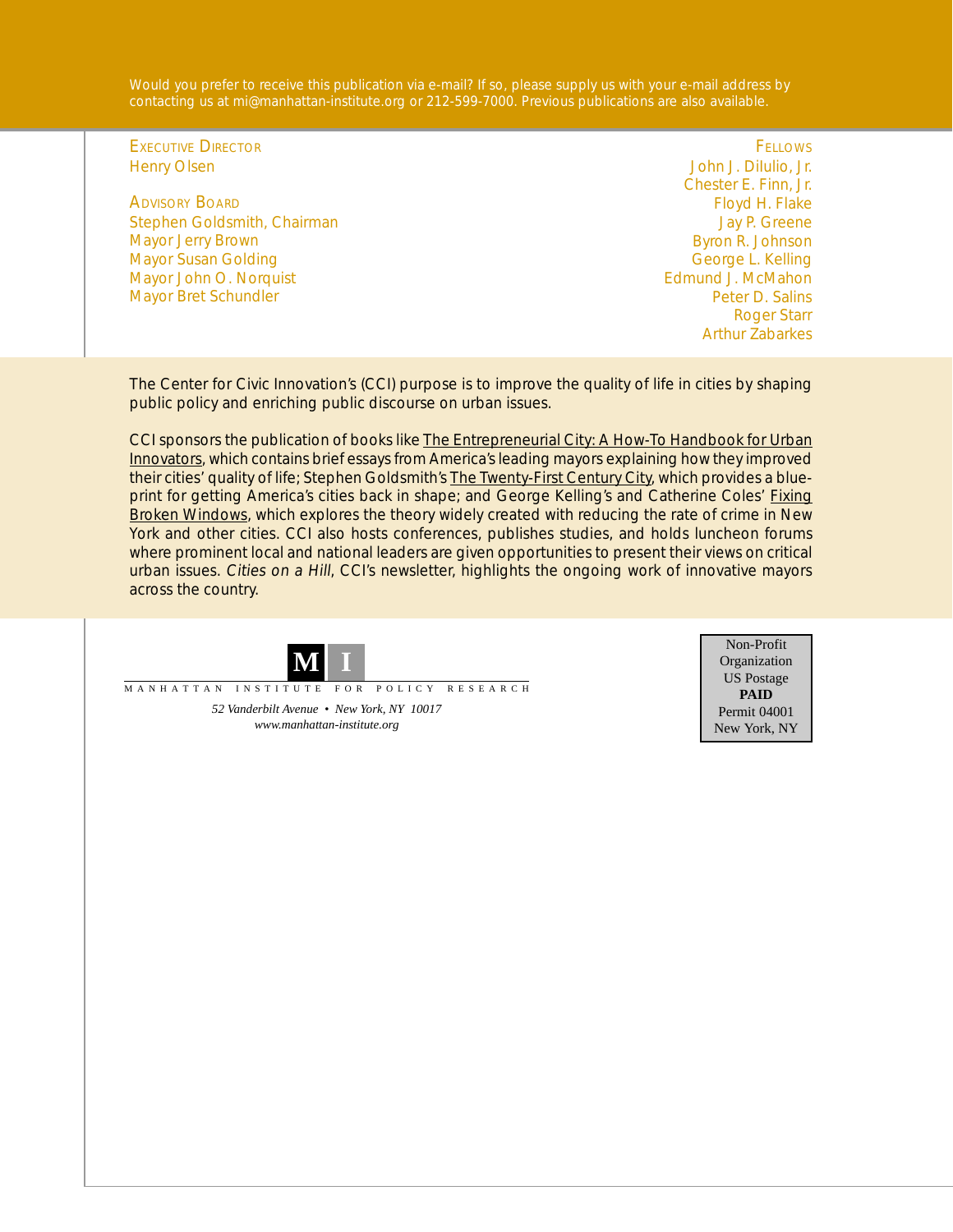Would you prefer to receive this publication via e-mail? If so, please supply us with your e-mail address by contacting us at mi@manhattan-institute.org or 212-599-7000. Previous publications are also available.

EXECUTIVE DIRECTOR
Henry Olsen

ADVISORY BOARD
Stephen Goldsmith, Chairman
Mayor Jerry Brown
Mayor Susan Golding
Mayor John O. Norquist
Mayor Bret Schundler

FELLOWS
John J. DiIulio, Jr.
Chester E. Finn, Jr.
Floyd H. Flake
Jay P. Greene
Byron R. Johnson
George L. Kelling
Edmund J. McMahon
Peter D. Salins
Roger Starr
Arthur Zabarkes

The Center for Civic Innovation's (CCI) purpose is to improve the quality of life in cities by shaping public policy and enriching public discourse on urban issues.

CCI sponsors the publication of books like The Entrepreneurial City: A How-To Handbook for Urban Innovators, which contains brief essays from America's leading mayors explaining how they improved their cities' quality of life; Stephen Goldsmith's The Twenty-First Century City, which provides a blueprint for getting America's cities back in shape; and George Kelling's and Catherine Coles' Fixing Broken Windows, which explores the theory widely created with reducing the rate of crime in New York and other cities. CCI also hosts conferences, publishes studies, and holds luncheon forums where prominent local and national leaders are given opportunities to present their views on critical urban issues. *Cities on a Hill*, CCI's newsletter, highlights the ongoing work of innovative mayors across the country.

MI

MANHATTAN INSTITUTE FOR POLICY RESEARCH

*52 Vanderbilt Avenue • New York, NY 10017*
*www.manhattan-institute.org*

Non-Profit
Organization
US Postage
**PAID**
Permit 04001
New York, NY